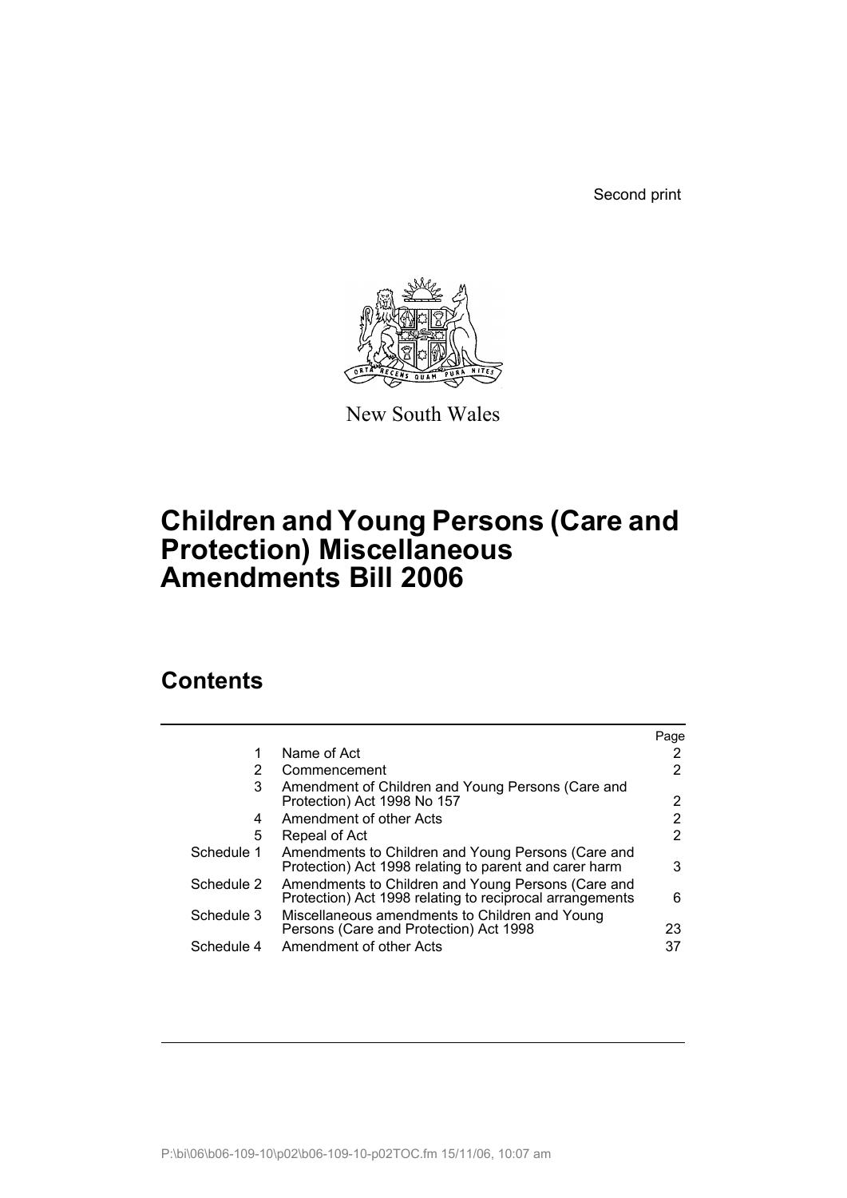Second print

New South Wales

# Children and Young Persons (Care and Protection) Miscellaneous Amendments Bill 2006

## Contents

| | | Page |
|---|---|---|
| 1 | Name of Act | 2 |
| 2 | Commencement | 2 |
| 3 | Amendment of Children and Young Persons (Care and Protection) Act 1998 No 157 | 2 |
| 4 | Amendment of other Acts | 2 |
| 5 | Repeal of Act | 2 |
| Schedule 1 | Amendments to Children and Young Persons (Care and Protection) Act 1998 relating to parent and carer harm | 3 |
| Schedule 2 | Amendments to Children and Young Persons (Care and Protection) Act 1998 relating to reciprocal arrangements | 6 |
| Schedule 3 | Miscellaneous amendments to Children and Young Persons (Care and Protection) Act 1998 | 23 |
| Schedule 4 | Amendment of other Acts | 37 |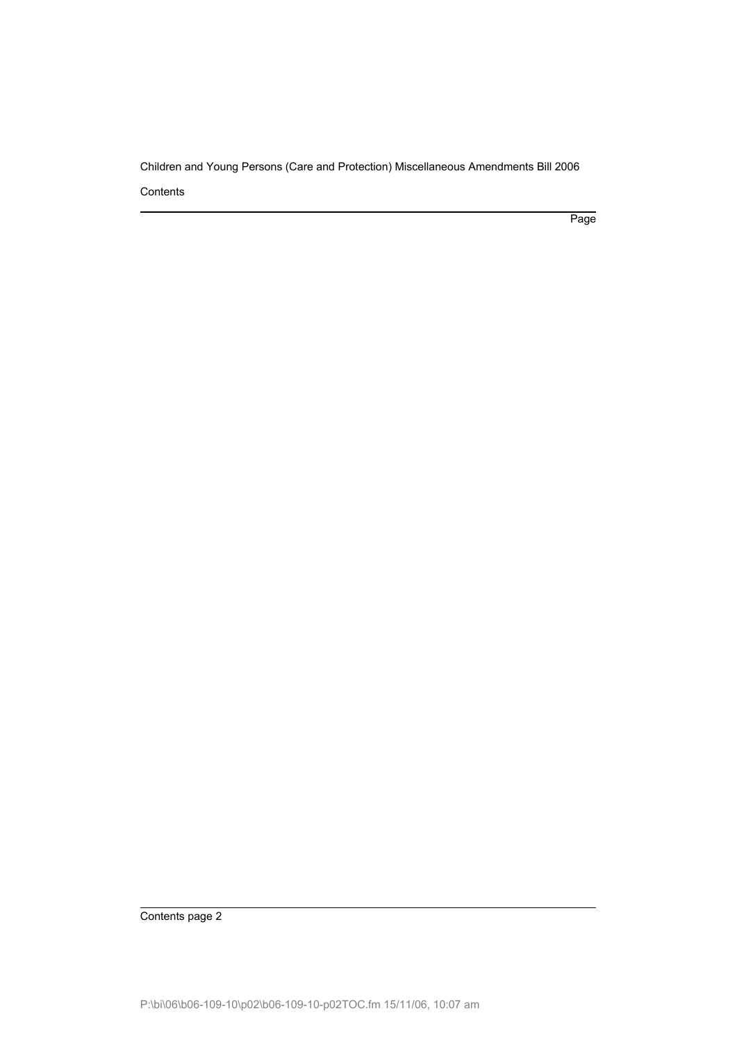Contents

Page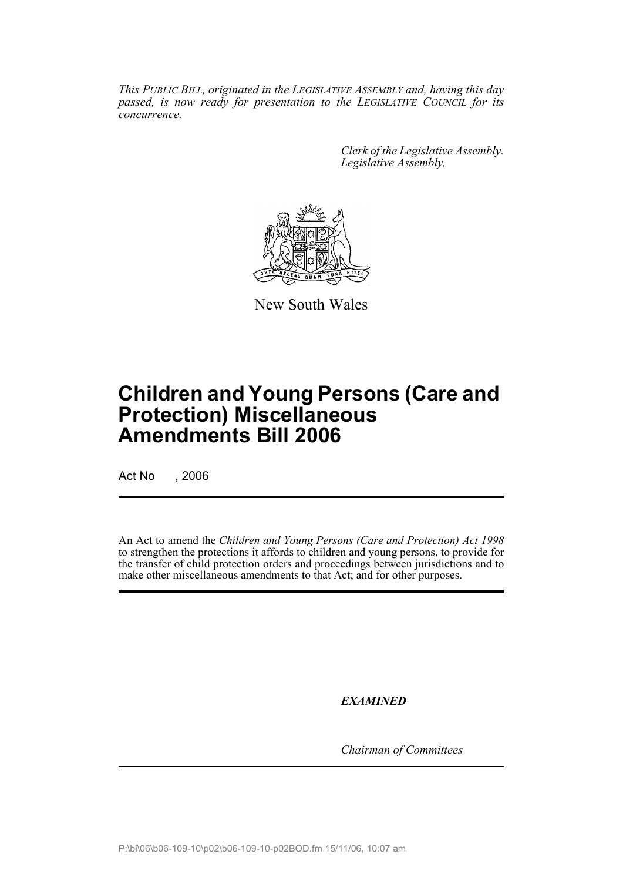*This PUBLIC BILL, originated in the LEGISLATIVE ASSEMBLY and, having this day passed, is now ready for presentation to the LEGISLATIVE COUNCIL for its concurrence.*

*Clerk of the Legislative Assembly.*
*Legislative Assembly,*

New South Wales

# Children and Young Persons (Care and Protection) Miscellaneous Amendments Bill 2006

Act No , 2006

An Act to amend the *Children and Young Persons (Care and Protection) Act 1998* to strengthen the protections it affords to children and young persons, to provide for the transfer of child protection orders and proceedings between jurisdictions and to make other miscellaneous amendments to that Act; and for other purposes.

***EXAMINED***

*Chairman of Committees*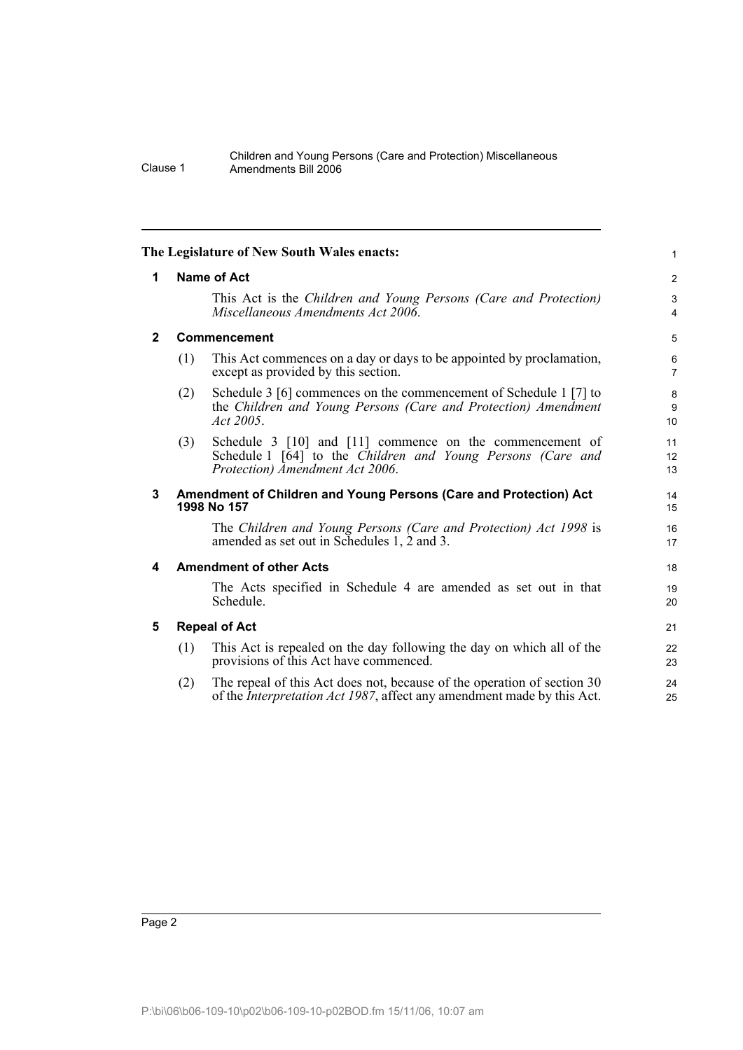The Legislature of New South Wales enacts:

## 1 Name of Act

This Act is the *Children and Young Persons (Care and Protection) Miscellaneous Amendments Act 2006*.

## 2 Commencement

(1) This Act commences on a day or days to be appointed by proclamation, except as provided by this section.

(2) Schedule 3 [6] commences on the commencement of Schedule 1 [7] to the *Children and Young Persons (Care and Protection) Amendment Act 2005*.

(3) Schedule 3 [10] and [11] commence on the commencement of Schedule 1 [64] to the *Children and Young Persons (Care and Protection) Amendment Act 2006*.

## 3 Amendment of Children and Young Persons (Care and Protection) Act 1998 No 157

The *Children and Young Persons (Care and Protection) Act 1998* is amended as set out in Schedules 1, 2 and 3.

## 4 Amendment of other Acts

The Acts specified in Schedule 4 are amended as set out in that Schedule.

## 5 Repeal of Act

(1) This Act is repealed on the day following the day on which all of the provisions of this Act have commenced.

(2) The repeal of this Act does not, because of the operation of section 30 of the *Interpretation Act 1987*, affect any amendment made by this Act.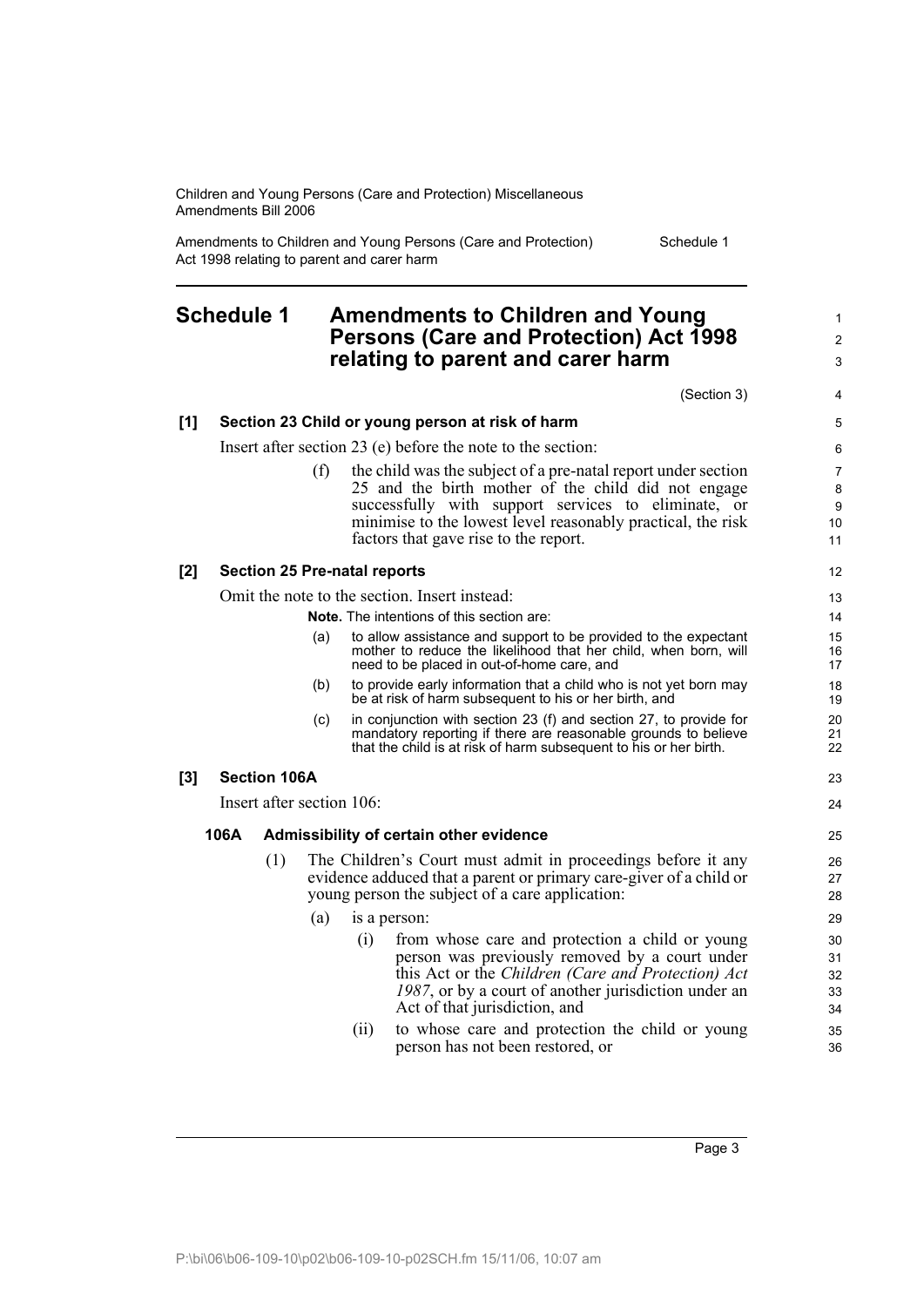## Schedule 1 Amendments to Children and Young Persons (Care and Protection) Act 1998 relating to parent and carer harm

(Section 3)

**[1] Section 23 Child or young person at risk of harm**

Insert after section 23 (e) before the note to the section:

(f) the child was the subject of a pre-natal report under section 25 and the birth mother of the child did not engage successfully with support services to eliminate, or minimise to the lowest level reasonably practical, the risk factors that gave rise to the report.

**[2] Section 25 Pre-natal reports**

Omit the note to the section. Insert instead:

**Note.** The intentions of this section are:

(a) to allow assistance and support to be provided to the expectant mother to reduce the likelihood that her child, when born, will need to be placed in out-of-home care, and

(b) to provide early information that a child who is not yet born may be at risk of harm subsequent to his or her birth, and

(c) in conjunction with section 23 (f) and section 27, to provide for mandatory reporting if there are reasonable grounds to believe that the child is at risk of harm subsequent to his or her birth.

**[3] Section 106A**

Insert after section 106:

**106A Admissibility of certain other evidence**

(1) The Children's Court must admit in proceedings before it any evidence adduced that a parent or primary care-giver of a child or young person the subject of a care application:

(a) is a person:

(i) from whose care and protection a child or young person was previously removed by a court under this Act or the *Children (Care and Protection) Act 1987*, or by a court of another jurisdiction under an Act of that jurisdiction, and

(ii) to whose care and protection the child or young person has not been restored, or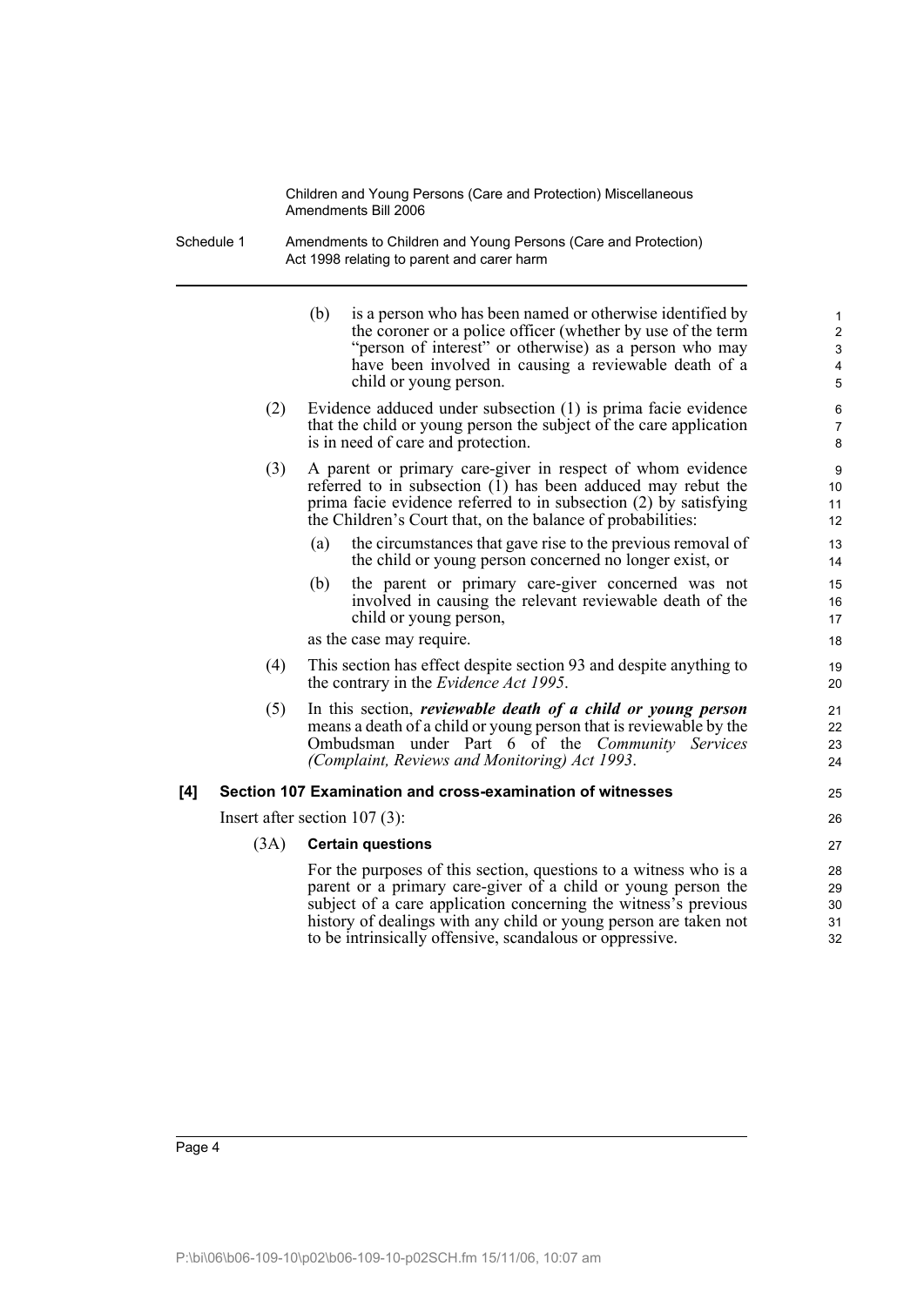(b) is a person who has been named or otherwise identified by the coroner or a police officer (whether by use of the term "person of interest" or otherwise) as a person who may have been involved in causing a reviewable death of a child or young person.

(2) Evidence adduced under subsection (1) is prima facie evidence that the child or young person the subject of the care application is in need of care and protection.

(3) A parent or primary care-giver in respect of whom evidence referred to in subsection (1) has been adduced may rebut the prima facie evidence referred to in subsection (2) by satisfying the Children's Court that, on the balance of probabilities:

(a) the circumstances that gave rise to the previous removal of the child or young person concerned no longer exist, or

(b) the parent or primary care-giver concerned was not involved in causing the relevant reviewable death of the child or young person,

as the case may require.

(4) This section has effect despite section 93 and despite anything to the contrary in the *Evidence Act 1995*.

(5) In this section, ***reviewable death of a child or young person*** means a death of a child or young person that is reviewable by the Ombudsman under Part 6 of the *Community Services (Complaint, Reviews and Monitoring) Act 1993*.

**[4] Section 107 Examination and cross-examination of witnesses**

Insert after section 107 (3):

(3A) **Certain questions**

For the purposes of this section, questions to a witness who is a parent or a primary care-giver of a child or young person the subject of a care application concerning the witness's previous history of dealings with any child or young person are taken not to be intrinsically offensive, scandalous or oppressive.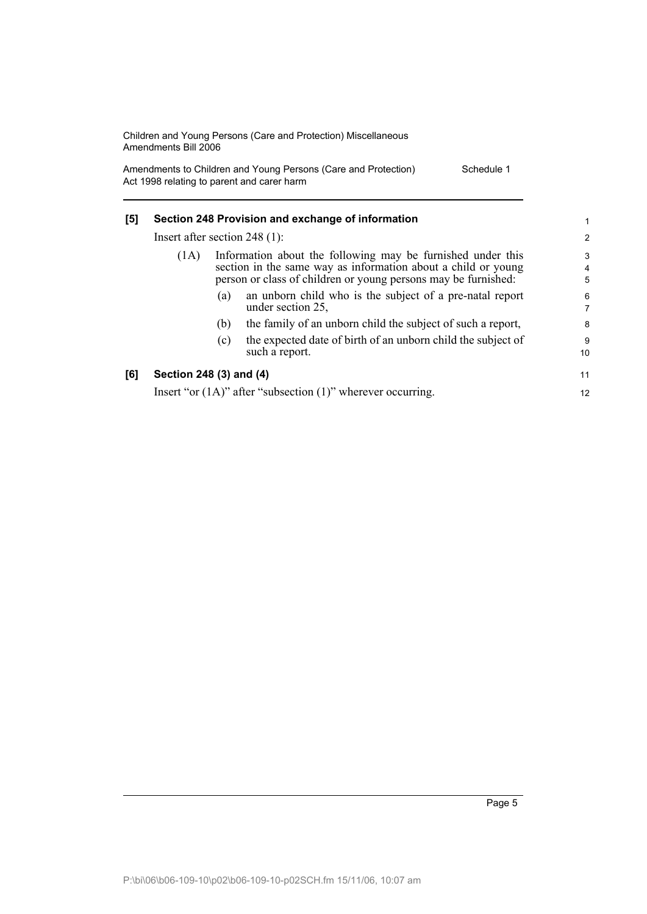**[5] Section 248 Provision and exchange of information**

Insert after section 248 (1):

(1A) Information about the following may be furnished under this section in the same way as information about a child or young person or class of children or young persons may be furnished:

(a) an unborn child who is the subject of a pre-natal report under section 25,

(b) the family of an unborn child the subject of such a report,

(c) the expected date of birth of an unborn child the subject of such a report.

**[6] Section 248 (3) and (4)**

Insert "or (1A)" after "subsection (1)" wherever occurring.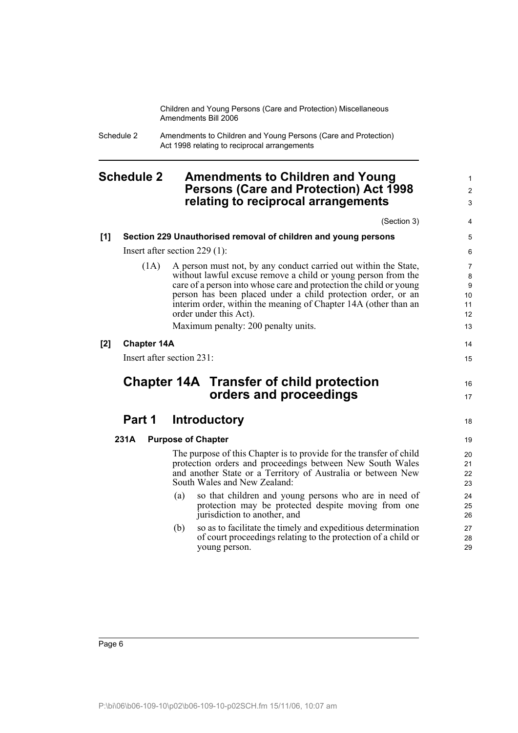# Schedule 2 Amendments to Children and Young Persons (Care and Protection) Act 1998 relating to reciprocal arrangements

(Section 3)

**[1] Section 229 Unauthorised removal of children and young persons**

Insert after section 229 (1):

(1A) A person must not, by any conduct carried out within the State, without lawful excuse remove a child or young person from the care of a person into whose care and protection the child or young person has been placed under a child protection order, or an interim order, within the meaning of Chapter 14A (other than an order under this Act).

Maximum penalty: 200 penalty units.

**[2] Chapter 14A**

Insert after section 231:

## Chapter 14A Transfer of child protection orders and proceedings

### Part 1 Introductory

**231A Purpose of Chapter**

The purpose of this Chapter is to provide for the transfer of child protection orders and proceedings between New South Wales and another State or a Territory of Australia or between New South Wales and New Zealand:

(a) so that children and young persons who are in need of protection may be protected despite moving from one jurisdiction to another, and

(b) so as to facilitate the timely and expeditious determination of court proceedings relating to the protection of a child or young person.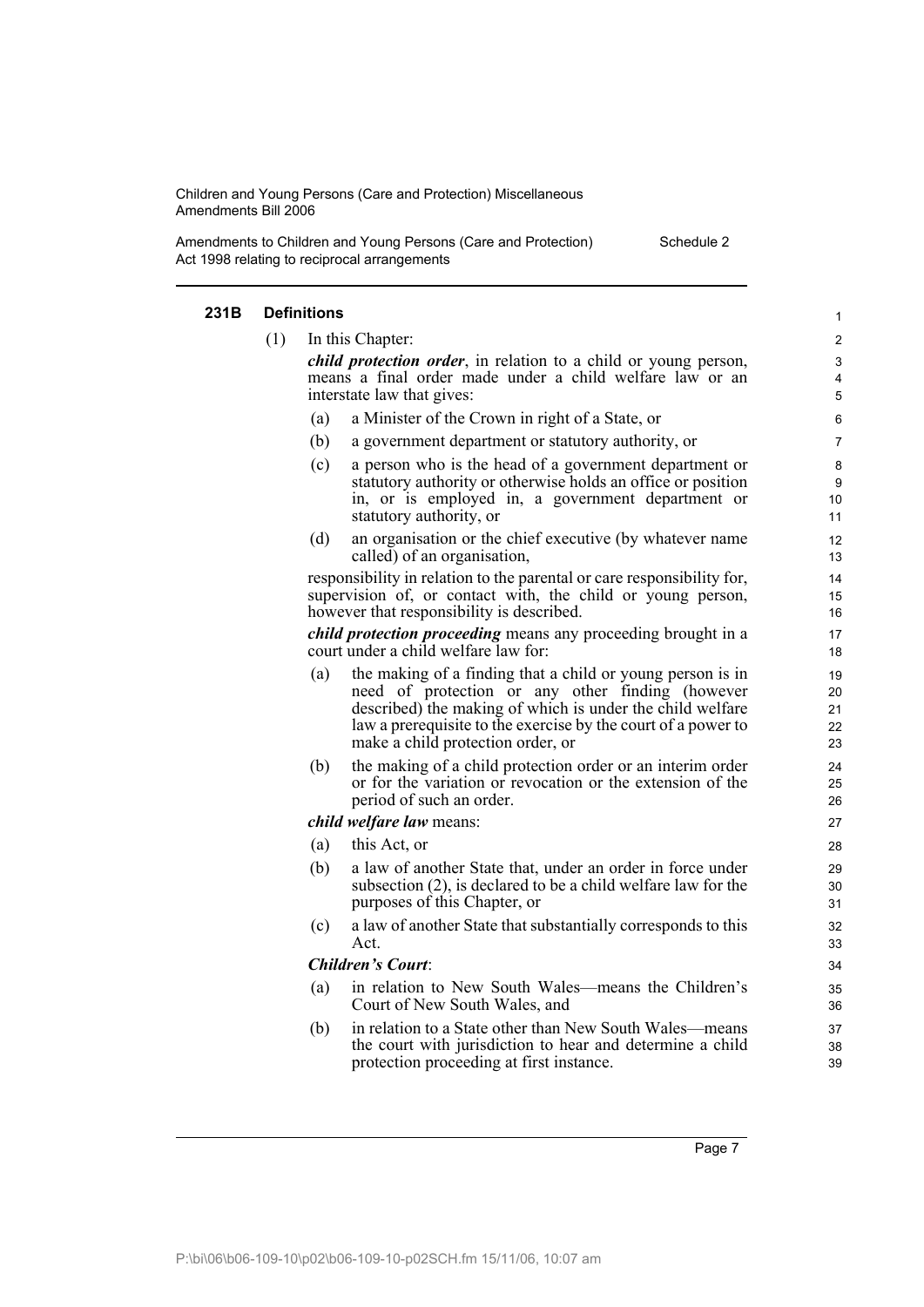#### 231B Definitions

(1) In this Chapter:

***child protection order***, in relation to a child or young person, means a final order made under a child welfare law or an interstate law that gives:

(a) a Minister of the Crown in right of a State, or

(b) a government department or statutory authority, or

(c) a person who is the head of a government department or statutory authority or otherwise holds an office or position in, or is employed in, a government department or statutory authority, or

(d) an organisation or the chief executive (by whatever name called) of an organisation,

responsibility in relation to the parental or care responsibility for, supervision of, or contact with, the child or young person, however that responsibility is described.

***child protection proceeding*** means any proceeding brought in a court under a child welfare law for:

(a) the making of a finding that a child or young person is in need of protection or any other finding (however described) the making of which is under the child welfare law a prerequisite to the exercise by the court of a power to make a child protection order, or

(b) the making of a child protection order or an interim order or for the variation or revocation or the extension of the period of such an order.

***child welfare law*** means:

(a) this Act, or

(b) a law of another State that, under an order in force under subsection (2), is declared to be a child welfare law for the purposes of this Chapter, or

(c) a law of another State that substantially corresponds to this Act.

***Children's Court***:

(a) in relation to New South Wales—means the Children's Court of New South Wales, and

(b) in relation to a State other than New South Wales—means the court with jurisdiction to hear and determine a child protection proceeding at first instance.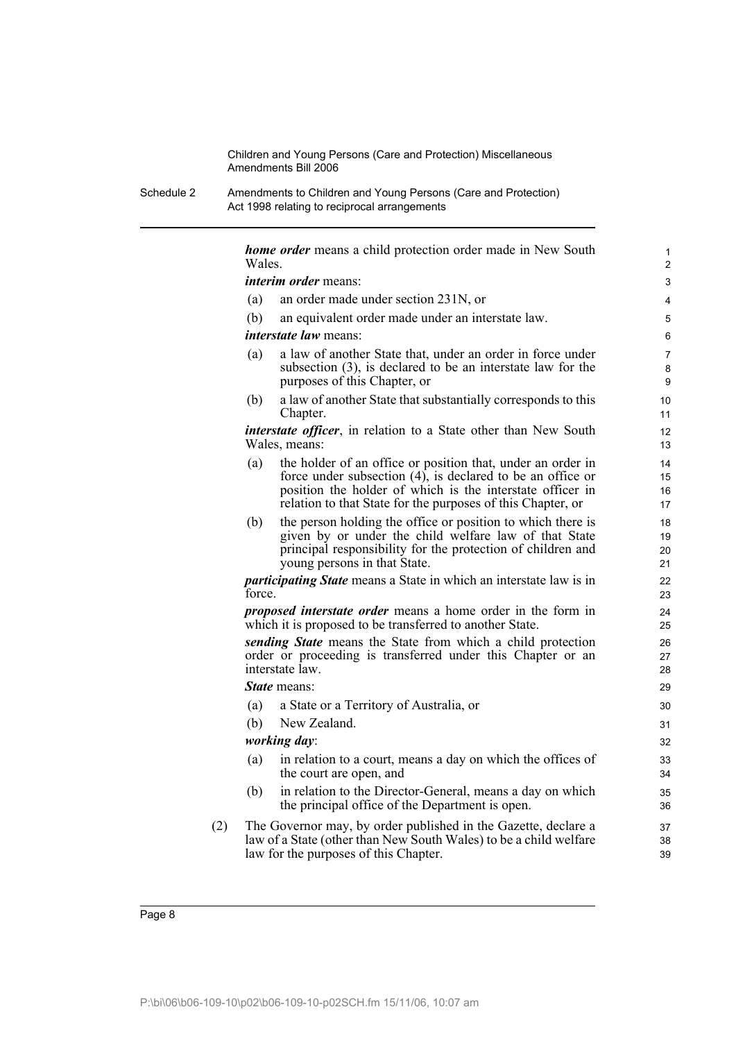***home order*** means a child protection order made in New South Wales.

***interim order*** means:

(a) an order made under section 231N, or

(b) an equivalent order made under an interstate law.

***interstate law*** means:

(a) a law of another State that, under an order in force under subsection (3), is declared to be an interstate law for the purposes of this Chapter, or

(b) a law of another State that substantially corresponds to this Chapter.

***interstate officer***, in relation to a State other than New South Wales, means:

(a) the holder of an office or position that, under an order in force under subsection (4), is declared to be an office or position the holder of which is the interstate officer in relation to that State for the purposes of this Chapter, or

(b) the person holding the office or position to which there is given by or under the child welfare law of that State principal responsibility for the protection of children and young persons in that State.

***participating State*** means a State in which an interstate law is in force.

***proposed interstate order*** means a home order in the form in which it is proposed to be transferred to another State.

***sending State*** means the State from which a child protection order or proceeding is transferred under this Chapter or an interstate law.

***State*** means:

(a) a State or a Territory of Australia, or

(b) New Zealand.

***working day***:

(a) in relation to a court, means a day on which the offices of the court are open, and

(b) in relation to the Director-General, means a day on which the principal office of the Department is open.

(2) The Governor may, by order published in the Gazette, declare a law of a State (other than New South Wales) to be a child welfare law for the purposes of this Chapter.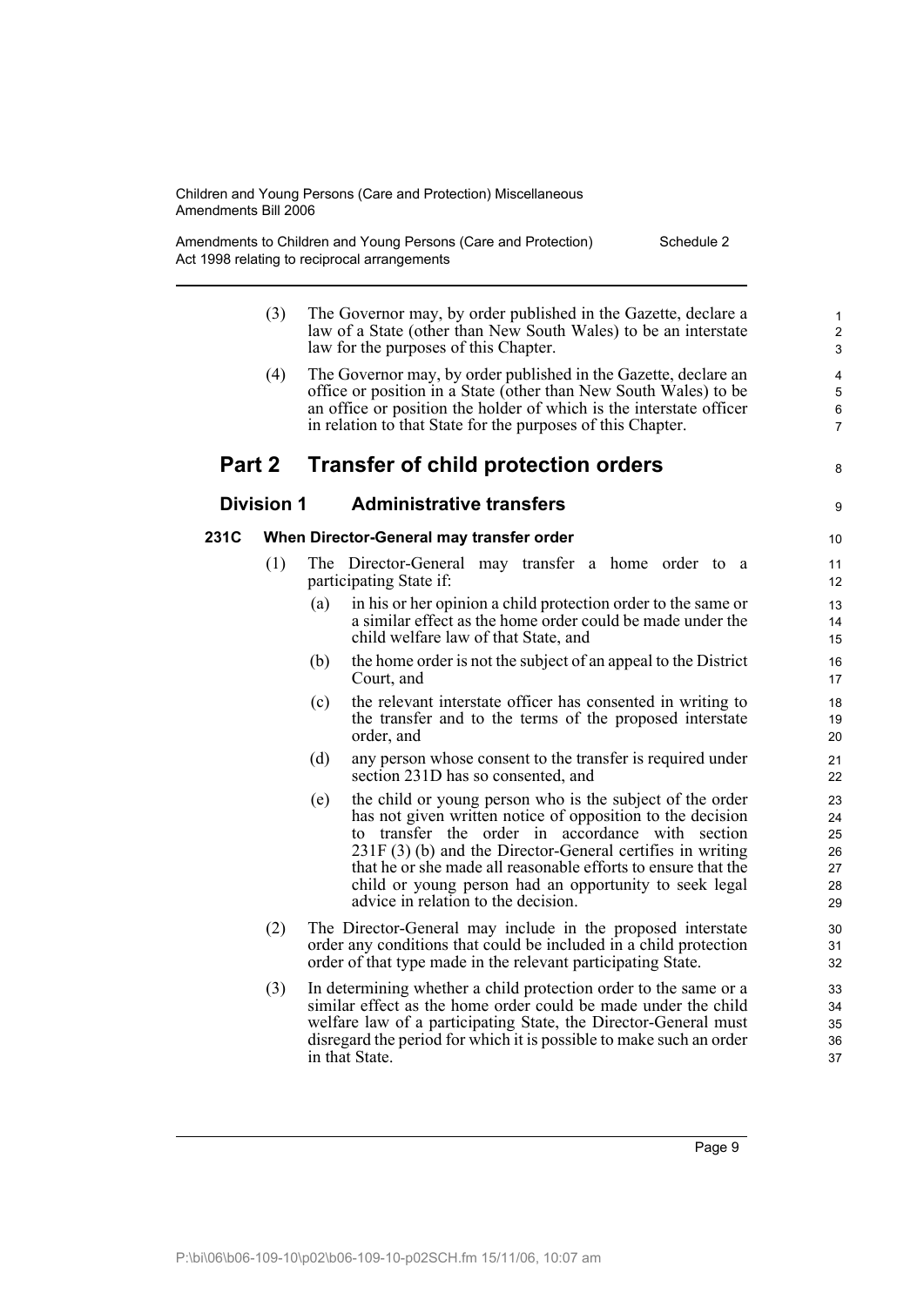(3) The Governor may, by order published in the Gazette, declare a law of a State (other than New South Wales) to be an interstate law for the purposes of this Chapter.

(4) The Governor may, by order published in the Gazette, declare an office or position in a State (other than New South Wales) to be an office or position the holder of which is the interstate officer in relation to that State for the purposes of this Chapter.

## Part 2 Transfer of child protection orders

### Division 1 Administrative transfers

#### 231C When Director-General may transfer order

(1) The Director-General may transfer a home order to a participating State if:

(a) in his or her opinion a child protection order to the same or a similar effect as the home order could be made under the child welfare law of that State, and

(b) the home order is not the subject of an appeal to the District Court, and

(c) the relevant interstate officer has consented in writing to the transfer and to the terms of the proposed interstate order, and

(d) any person whose consent to the transfer is required under section 231D has so consented, and

(e) the child or young person who is the subject of the order has not given written notice of opposition to the decision to transfer the order in accordance with section 231F (3) (b) and the Director-General certifies in writing that he or she made all reasonable efforts to ensure that the child or young person had an opportunity to seek legal advice in relation to the decision.

(2) The Director-General may include in the proposed interstate order any conditions that could be included in a child protection order of that type made in the relevant participating State.

(3) In determining whether a child protection order to the same or a similar effect as the home order could be made under the child welfare law of a participating State, the Director-General must disregard the period for which it is possible to make such an order in that State.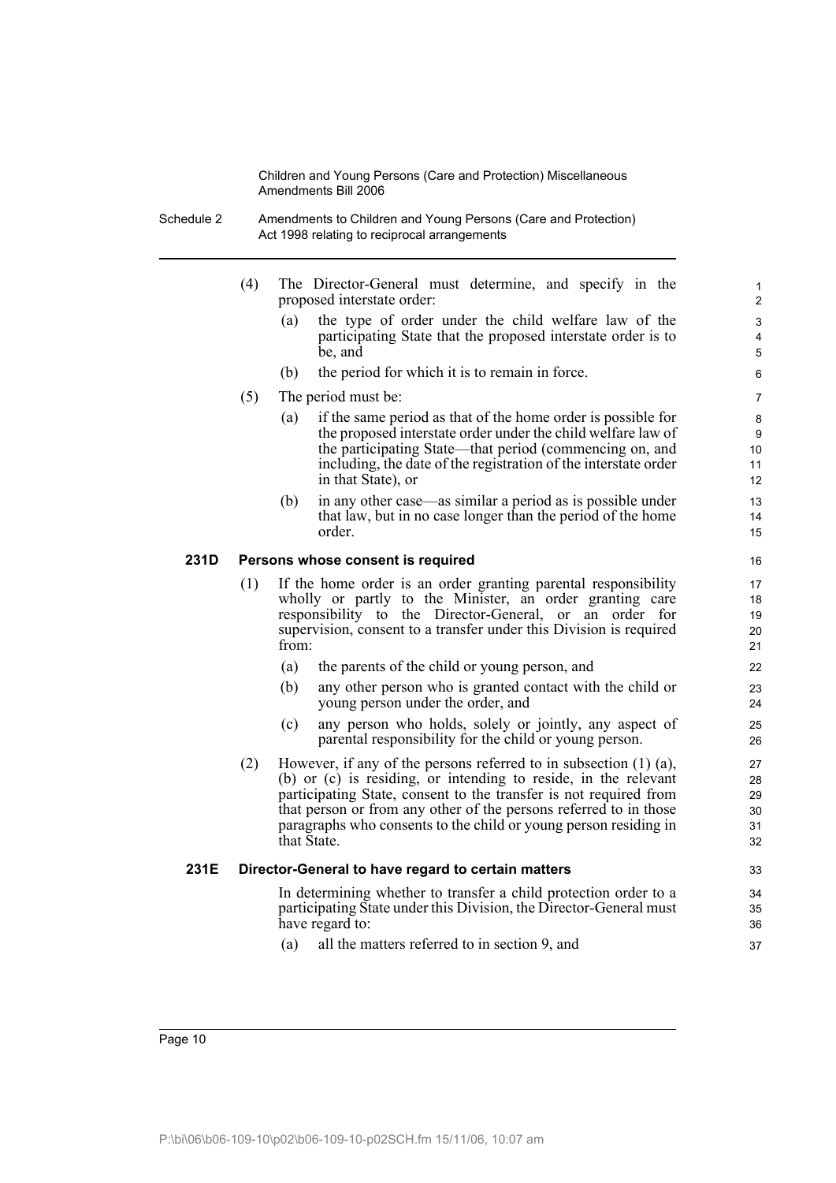(4) The Director-General must determine, and specify in the proposed interstate order:

(a) the type of order under the child welfare law of the participating State that the proposed interstate order is to be, and

(b) the period for which it is to remain in force.

(5) The period must be:

(a) if the same period as that of the home order is possible for the proposed interstate order under the child welfare law of the participating State—that period (commencing on, and including, the date of the registration of the interstate order in that State), or

(b) in any other case—as similar a period as is possible under that law, but in no case longer than the period of the home order.

**231D Persons whose consent is required**

(1) If the home order is an order granting parental responsibility wholly or partly to the Minister, an order granting care responsibility to the Director-General, or an order for supervision, consent to a transfer under this Division is required from:

(a) the parents of the child or young person, and

(b) any other person who is granted contact with the child or young person under the order, and

(c) any person who holds, solely or jointly, any aspect of parental responsibility for the child or young person.

(2) However, if any of the persons referred to in subsection (1) (a), (b) or (c) is residing, or intending to reside, in the relevant participating State, consent to the transfer is not required from that person or from any other of the persons referred to in those paragraphs who consents to the child or young person residing in that State.

**231E Director-General to have regard to certain matters**

In determining whether to transfer a child protection order to a participating State under this Division, the Director-General must have regard to:

(a) all the matters referred to in section 9, and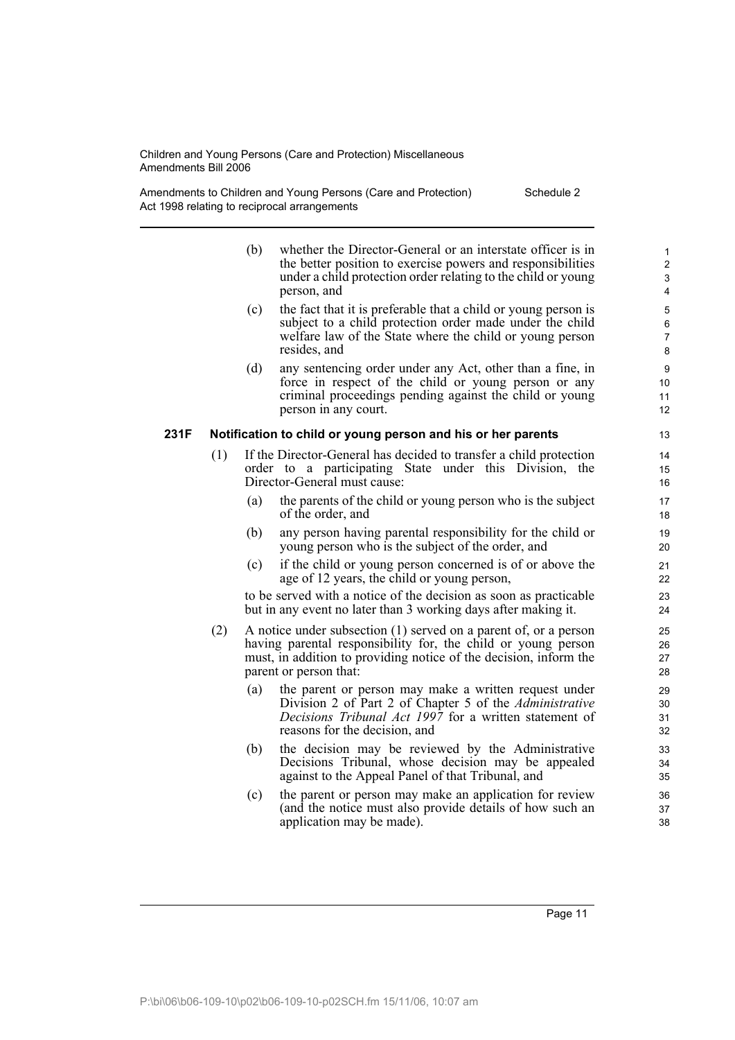(b) whether the Director-General or an interstate officer is in the better position to exercise powers and responsibilities under a child protection order relating to the child or young person, and

(c) the fact that it is preferable that a child or young person is subject to a child protection order made under the child welfare law of the State where the child or young person resides, and

(d) any sentencing order under any Act, other than a fine, in force in respect of the child or young person or any criminal proceedings pending against the child or young person in any court.

### 231F Notification to child or young person and his or her parents

(1) If the Director-General has decided to transfer a child protection order to a participating State under this Division, the Director-General must cause:

(a) the parents of the child or young person who is the subject of the order, and

(b) any person having parental responsibility for the child or young person who is the subject of the order, and

(c) if the child or young person concerned is of or above the age of 12 years, the child or young person,

to be served with a notice of the decision as soon as practicable but in any event no later than 3 working days after making it.

(2) A notice under subsection (1) served on a parent of, or a person having parental responsibility for, the child or young person must, in addition to providing notice of the decision, inform the parent or person that:

(a) the parent or person may make a written request under Division 2 of Part 2 of Chapter 5 of the *Administrative Decisions Tribunal Act 1997* for a written statement of reasons for the decision, and

(b) the decision may be reviewed by the Administrative Decisions Tribunal, whose decision may be appealed against to the Appeal Panel of that Tribunal, and

(c) the parent or person may make an application for review (and the notice must also provide details of how such an application may be made).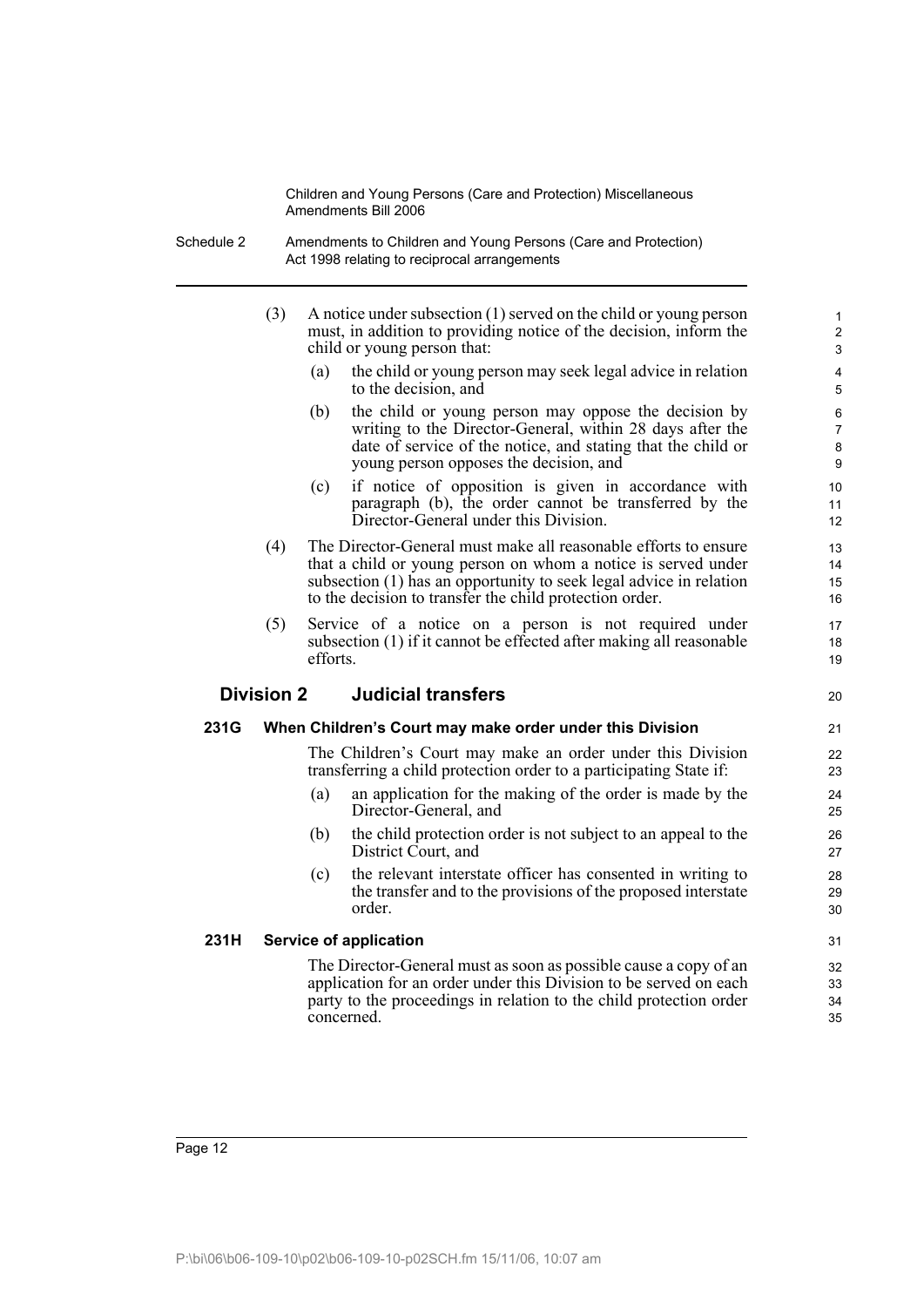(3) A notice under subsection (1) served on the child or young person must, in addition to providing notice of the decision, inform the child or young person that:

   (a) the child or young person may seek legal advice in relation to the decision, and

   (b) the child or young person may oppose the decision by writing to the Director-General, within 28 days after the date of service of the notice, and stating that the child or young person opposes the decision, and

   (c) if notice of opposition is given in accordance with paragraph (b), the order cannot be transferred by the Director-General under this Division.

(4) The Director-General must make all reasonable efforts to ensure that a child or young person on whom a notice is served under subsection (1) has an opportunity to seek legal advice in relation to the decision to transfer the child protection order.

(5) Service of a notice on a person is not required under subsection (1) if it cannot be effected after making all reasonable efforts.

## Division 2 Judicial transfers

### 231G When Children's Court may make order under this Division

The Children's Court may make an order under this Division transferring a child protection order to a participating State if:

(a) an application for the making of the order is made by the Director-General, and

(b) the child protection order is not subject to an appeal to the District Court, and

(c) the relevant interstate officer has consented in writing to the transfer and to the provisions of the proposed interstate order.

### 231H Service of application

The Director-General must as soon as possible cause a copy of an application for an order under this Division to be served on each party to the proceedings in relation to the child protection order concerned.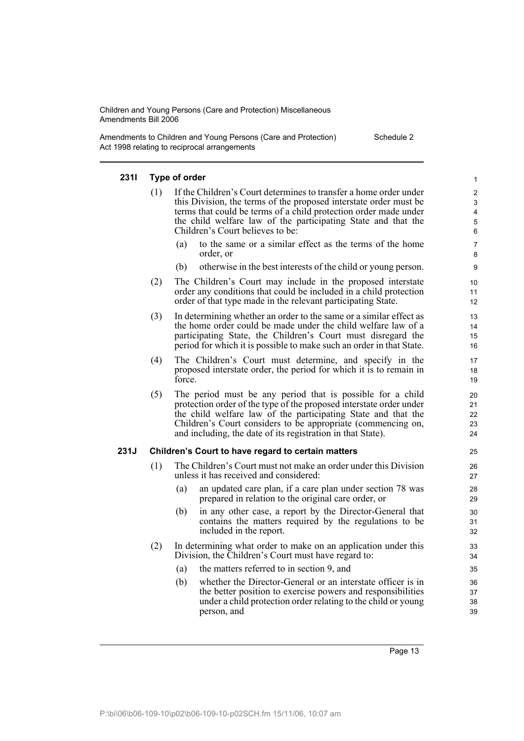#### 231I Type of order

(1) If the Children's Court determines to transfer a home order under this Division, the terms of the proposed interstate order must be terms that could be terms of a child protection order made under the child welfare law of the participating State and that the Children's Court believes to be:

(a) to the same or a similar effect as the terms of the home order, or

(b) otherwise in the best interests of the child or young person.

(2) The Children's Court may include in the proposed interstate order any conditions that could be included in a child protection order of that type made in the relevant participating State.

(3) In determining whether an order to the same or a similar effect as the home order could be made under the child welfare law of a participating State, the Children's Court must disregard the period for which it is possible to make such an order in that State.

(4) The Children's Court must determine, and specify in the proposed interstate order, the period for which it is to remain in force.

(5) The period must be any period that is possible for a child protection order of the type of the proposed interstate order under the child welfare law of the participating State and that the Children's Court considers to be appropriate (commencing on, and including, the date of its registration in that State).

#### 231J Children's Court to have regard to certain matters

(1) The Children's Court must not make an order under this Division unless it has received and considered:

(a) an updated care plan, if a care plan under section 78 was prepared in relation to the original care order, or

(b) in any other case, a report by the Director-General that contains the matters required by the regulations to be included in the report.

(2) In determining what order to make on an application under this Division, the Children's Court must have regard to:

(a) the matters referred to in section 9, and

(b) whether the Director-General or an interstate officer is in the better position to exercise powers and responsibilities under a child protection order relating to the child or young person, and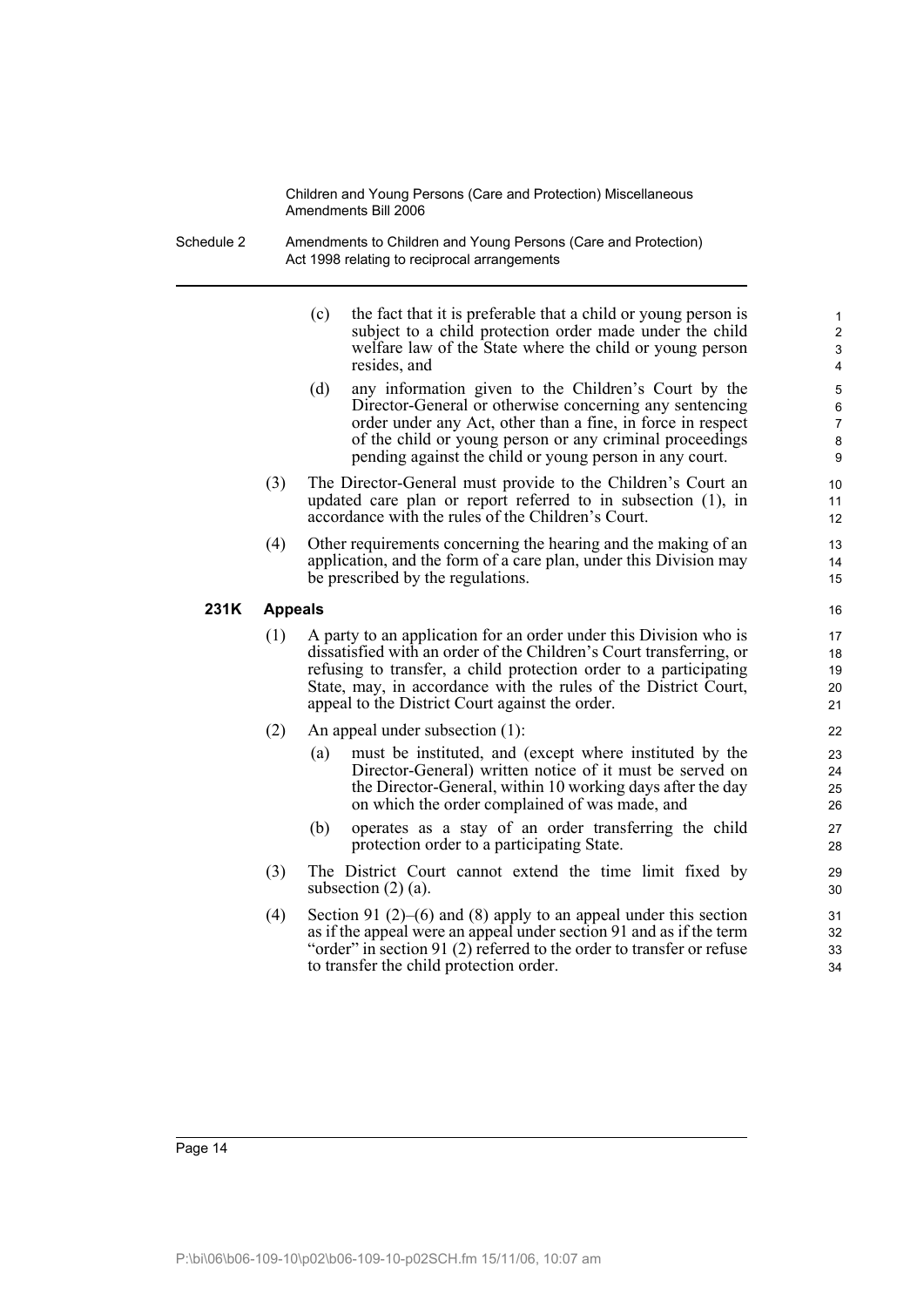(c) the fact that it is preferable that a child or young person is subject to a child protection order made under the child welfare law of the State where the child or young person resides, and

(d) any information given to the Children's Court by the Director-General or otherwise concerning any sentencing order under any Act, other than a fine, in force in respect of the child or young person or any criminal proceedings pending against the child or young person in any court.

(3) The Director-General must provide to the Children's Court an updated care plan or report referred to in subsection (1), in accordance with the rules of the Children's Court.

(4) Other requirements concerning the hearing and the making of an application, and the form of a care plan, under this Division may be prescribed by the regulations.

**231K Appeals**

(1) A party to an application for an order under this Division who is dissatisfied with an order of the Children's Court transferring, or refusing to transfer, a child protection order to a participating State, may, in accordance with the rules of the District Court, appeal to the District Court against the order.

(2) An appeal under subsection (1):

(a) must be instituted, and (except where instituted by the Director-General) written notice of it must be served on the Director-General, within 10 working days after the day on which the order complained of was made, and

(b) operates as a stay of an order transferring the child protection order to a participating State.

(3) The District Court cannot extend the time limit fixed by subsection (2) (a).

(4) Section 91 (2)–(6) and (8) apply to an appeal under this section as if the appeal were an appeal under section 91 and as if the term "order" in section 91 (2) referred to the order to transfer or refuse to transfer the child protection order.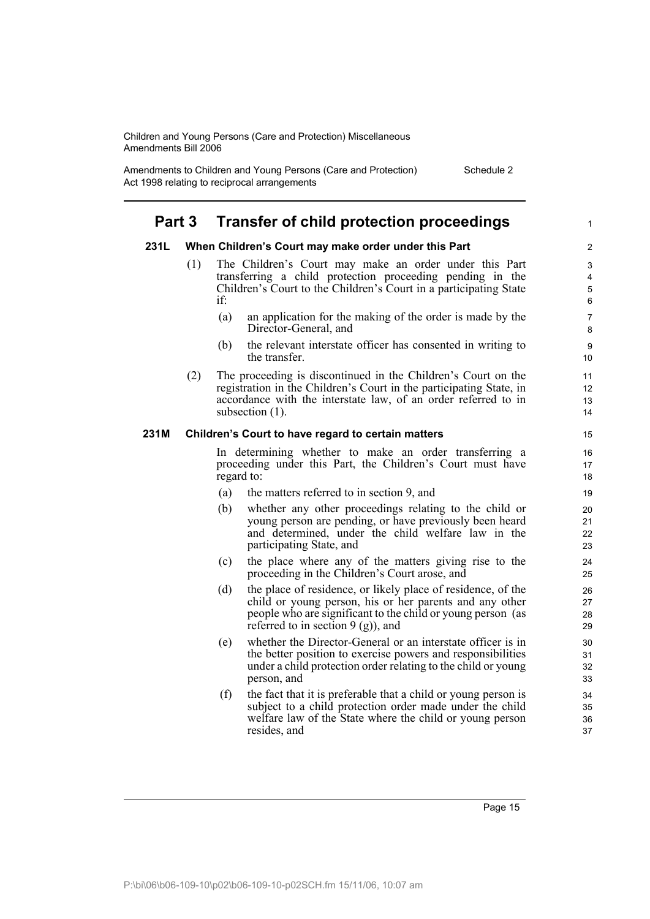## Part 3 Transfer of child protection proceedings

### 231L When Children's Court may make order under this Part

(1) The Children's Court may make an order under this Part transferring a child protection proceeding pending in the Children's Court to the Children's Court in a participating State if:

(a) an application for the making of the order is made by the Director-General, and

(b) the relevant interstate officer has consented in writing to the transfer.

(2) The proceeding is discontinued in the Children's Court on the registration in the Children's Court in the participating State, in accordance with the interstate law, of an order referred to in subsection (1).

### 231M Children's Court to have regard to certain matters

In determining whether to make an order transferring a proceeding under this Part, the Children's Court must have regard to:

(a) the matters referred to in section 9, and

(b) whether any other proceedings relating to the child or young person are pending, or have previously been heard and determined, under the child welfare law in the participating State, and

(c) the place where any of the matters giving rise to the proceeding in the Children's Court arose, and

(d) the place of residence, or likely place of residence, of the child or young person, his or her parents and any other people who are significant to the child or young person (as referred to in section 9 (g)), and

(e) whether the Director-General or an interstate officer is in the better position to exercise powers and responsibilities under a child protection order relating to the child or young person, and

(f) the fact that it is preferable that a child or young person is subject to a child protection order made under the child welfare law of the State where the child or young person resides, and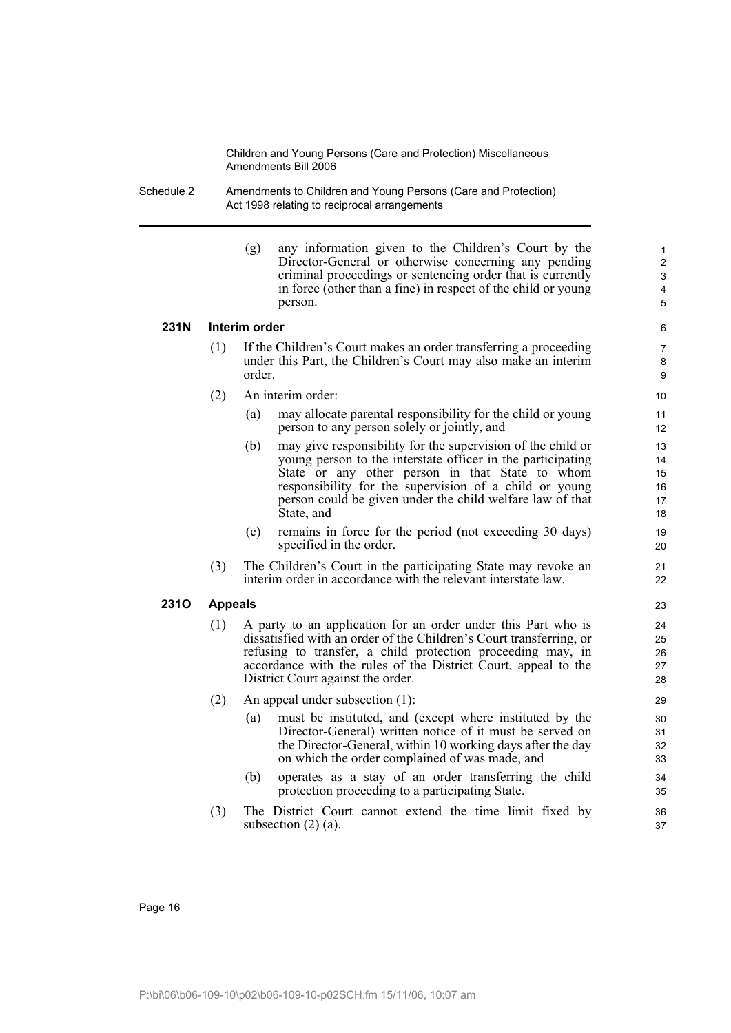(g) any information given to the Children's Court by the Director-General or otherwise concerning any pending criminal proceedings or sentencing order that is currently in force (other than a fine) in respect of the child or young person.

### 231N Interim order

(1) If the Children's Court makes an order transferring a proceeding under this Part, the Children's Court may also make an interim order.

(2) An interim order:

(a) may allocate parental responsibility for the child or young person to any person solely or jointly, and

(b) may give responsibility for the supervision of the child or young person to the interstate officer in the participating State or any other person in that State to whom responsibility for the supervision of a child or young person could be given under the child welfare law of that State, and

(c) remains in force for the period (not exceeding 30 days) specified in the order.

(3) The Children's Court in the participating State may revoke an interim order in accordance with the relevant interstate law.

### 231O Appeals

(1) A party to an application for an order under this Part who is dissatisfied with an order of the Children's Court transferring, or refusing to transfer, a child protection proceeding may, in accordance with the rules of the District Court, appeal to the District Court against the order.

(2) An appeal under subsection (1):

(a) must be instituted, and (except where instituted by the Director-General) written notice of it must be served on the Director-General, within 10 working days after the day on which the order complained of was made, and

(b) operates as a stay of an order transferring the child protection proceeding to a participating State.

(3) The District Court cannot extend the time limit fixed by subsection (2) (a).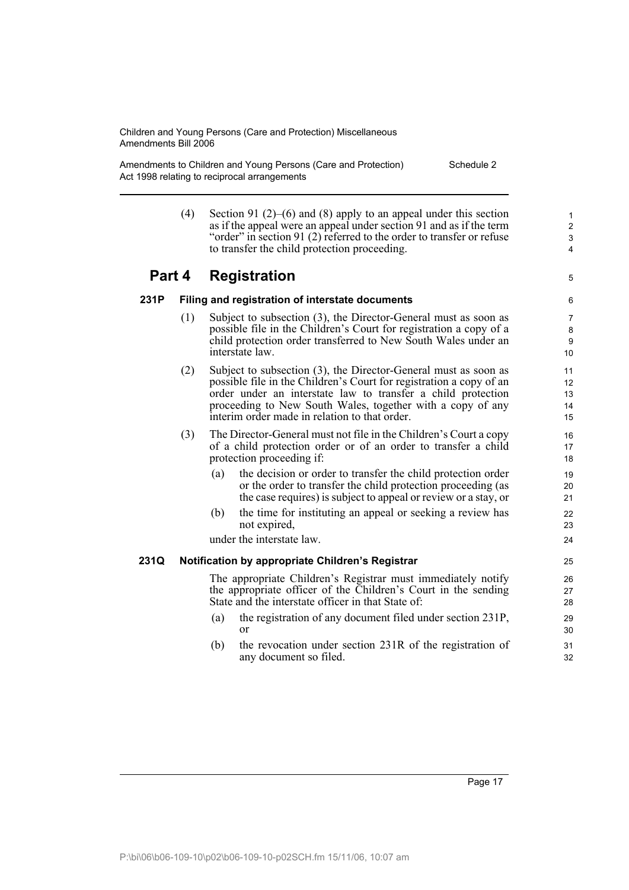(4) Section 91 (2)–(6) and (8) apply to an appeal under this section as if the appeal were an appeal under section 91 and as if the term "order" in section 91 (2) referred to the order to transfer or refuse to transfer the child protection proceeding.

## Part 4 Registration

### 231P Filing and registration of interstate documents

(1) Subject to subsection (3), the Director-General must as soon as possible file in the Children's Court for registration a copy of a child protection order transferred to New South Wales under an interstate law.

(2) Subject to subsection (3), the Director-General must as soon as possible file in the Children's Court for registration a copy of an order under an interstate law to transfer a child protection proceeding to New South Wales, together with a copy of any interim order made in relation to that order.

(3) The Director-General must not file in the Children's Court a copy of a child protection order or of an order to transfer a child protection proceeding if:

- (a) the decision or order to transfer the child protection order or the order to transfer the child protection proceeding (as the case requires) is subject to appeal or review or a stay, or
- (b) the time for instituting an appeal or seeking a review has not expired,

under the interstate law.

### 231Q Notification by appropriate Children's Registrar

The appropriate Children's Registrar must immediately notify the appropriate officer of the Children's Court in the sending State and the interstate officer in that State of:

- (a) the registration of any document filed under section 231P, or
- (b) the revocation under section 231R of the registration of any document so filed.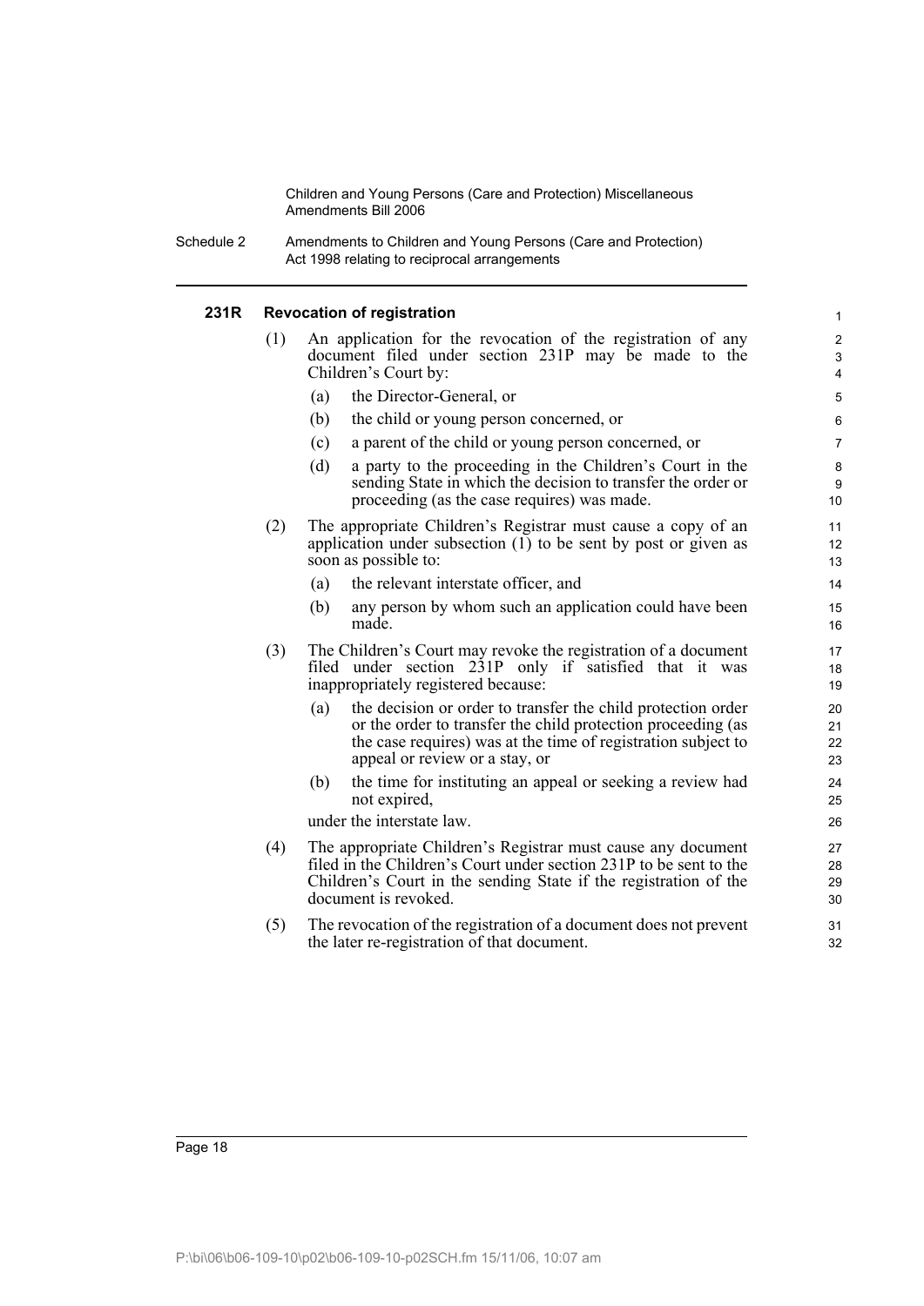#### 231R Revocation of registration

(1) An application for the revocation of the registration of any document filed under section 231P may be made to the Children's Court by:

- (a) the Director-General, or
- (b) the child or young person concerned, or
- (c) a parent of the child or young person concerned, or
- (d) a party to the proceeding in the Children's Court in the sending State in which the decision to transfer the order or proceeding (as the case requires) was made.

(2) The appropriate Children's Registrar must cause a copy of an application under subsection (1) to be sent by post or given as soon as possible to:

- (a) the relevant interstate officer, and
- (b) any person by whom such an application could have been made.

(3) The Children's Court may revoke the registration of a document filed under section 231P only if satisfied that it was inappropriately registered because:

- (a) the decision or order to transfer the child protection order or the order to transfer the child protection proceeding (as the case requires) was at the time of registration subject to appeal or review or a stay, or
- (b) the time for instituting an appeal or seeking a review had not expired,

under the interstate law.

(4) The appropriate Children's Registrar must cause any document filed in the Children's Court under section 231P to be sent to the Children's Court in the sending State if the registration of the document is revoked.

(5) The revocation of the registration of a document does not prevent the later re-registration of that document.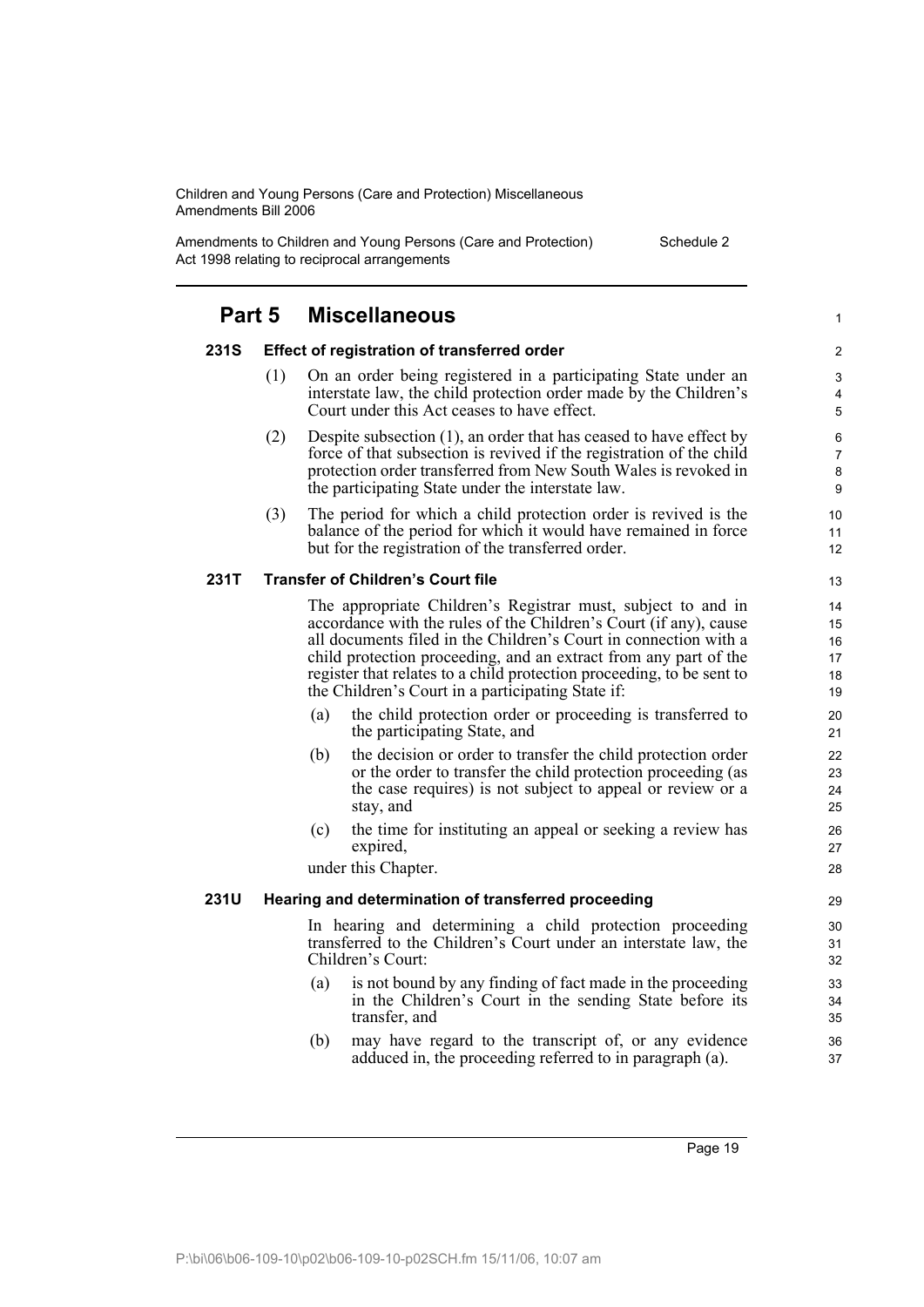## Part 5 Miscellaneous

### 231S Effect of registration of transferred order

(1) On an order being registered in a participating State under an interstate law, the child protection order made by the Children's Court under this Act ceases to have effect.

(2) Despite subsection (1), an order that has ceased to have effect by force of that subsection is revived if the registration of the child protection order transferred from New South Wales is revoked in the participating State under the interstate law.

(3) The period for which a child protection order is revived is the balance of the period for which it would have remained in force but for the registration of the transferred order.

### 231T Transfer of Children's Court file

The appropriate Children's Registrar must, subject to and in accordance with the rules of the Children's Court (if any), cause all documents filed in the Children's Court in connection with a child protection proceeding, and an extract from any part of the register that relates to a child protection proceeding, to be sent to the Children's Court in a participating State if:

(a) the child protection order or proceeding is transferred to the participating State, and

(b) the decision or order to transfer the child protection order or the order to transfer the child protection proceeding (as the case requires) is not subject to appeal or review or a stay, and

(c) the time for instituting an appeal or seeking a review has expired,

under this Chapter.

### 231U Hearing and determination of transferred proceeding

In hearing and determining a child protection proceeding transferred to the Children's Court under an interstate law, the Children's Court:

(a) is not bound by any finding of fact made in the proceeding in the Children's Court in the sending State before its transfer, and

(b) may have regard to the transcript of, or any evidence adduced in, the proceeding referred to in paragraph (a).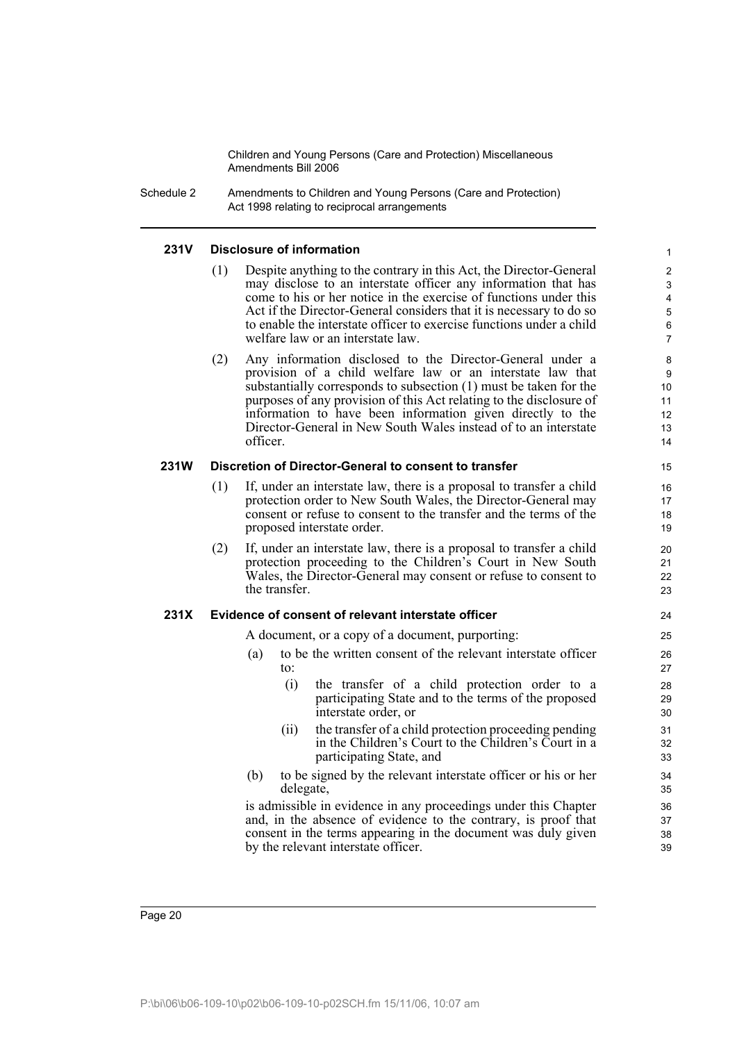#### 231V Disclosure of information

(1) Despite anything to the contrary in this Act, the Director-General may disclose to an interstate officer any information that has come to his or her notice in the exercise of functions under this Act if the Director-General considers that it is necessary to do so to enable the interstate officer to exercise functions under a child welfare law or an interstate law.

(2) Any information disclosed to the Director-General under a provision of a child welfare law or an interstate law that substantially corresponds to subsection (1) must be taken for the purposes of any provision of this Act relating to the disclosure of information to have been information given directly to the Director-General in New South Wales instead of to an interstate officer.

#### 231W Discretion of Director-General to consent to transfer

(1) If, under an interstate law, there is a proposal to transfer a child protection order to New South Wales, the Director-General may consent or refuse to consent to the transfer and the terms of the proposed interstate order.

(2) If, under an interstate law, there is a proposal to transfer a child protection proceeding to the Children's Court in New South Wales, the Director-General may consent or refuse to consent to the transfer.

#### 231X Evidence of consent of relevant interstate officer

A document, or a copy of a document, purporting:

(a) to be the written consent of the relevant interstate officer to:

  (i) the transfer of a child protection order to a participating State and to the terms of the proposed interstate order, or

  (ii) the transfer of a child protection proceeding pending in the Children's Court to the Children's Court in a participating State, and

(b) to be signed by the relevant interstate officer or his or her delegate,

is admissible in evidence in any proceedings under this Chapter and, in the absence of evidence to the contrary, is proof that consent in the terms appearing in the document was duly given by the relevant interstate officer.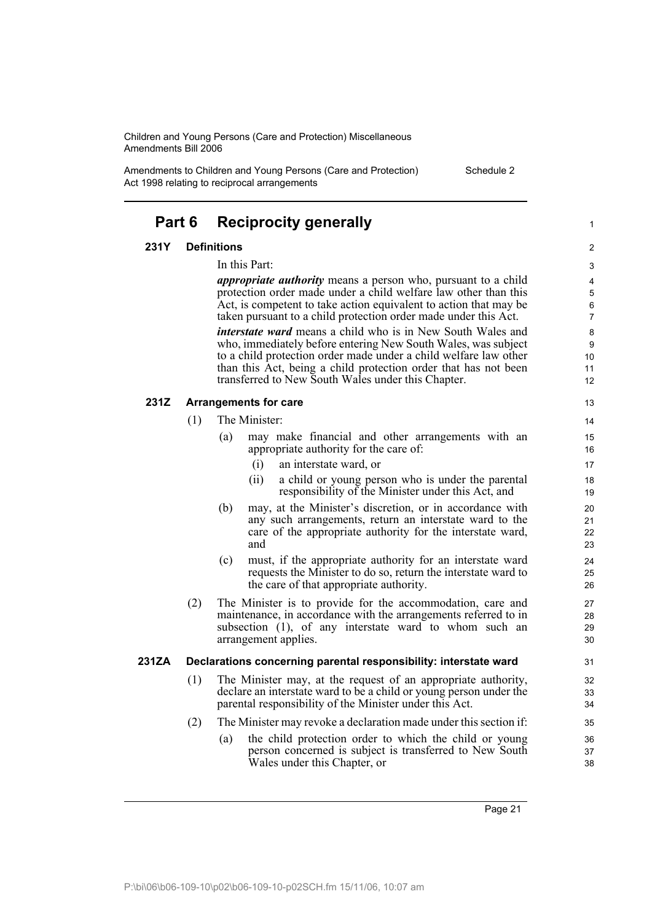## Part 6 Reciprocity generally

### 231Y Definitions

In this Part:

***appropriate authority*** means a person who, pursuant to a child protection order made under a child welfare law other than this Act, is competent to take action equivalent to action that may be taken pursuant to a child protection order made under this Act.

***interstate ward*** means a child who is in New South Wales and who, immediately before entering New South Wales, was subject to a child protection order made under a child welfare law other than this Act, being a child protection order that has not been transferred to New South Wales under this Chapter.

### 231Z Arrangements for care

(1) The Minister:

- (a) may make financial and other arrangements with an appropriate authority for the care of:
  - (i) an interstate ward, or
  - (ii) a child or young person who is under the parental responsibility of the Minister under this Act, and
- (b) may, at the Minister's discretion, or in accordance with any such arrangements, return an interstate ward to the care of the appropriate authority for the interstate ward, and
- (c) must, if the appropriate authority for an interstate ward requests the Minister to do so, return the interstate ward to the care of that appropriate authority.

(2) The Minister is to provide for the accommodation, care and maintenance, in accordance with the arrangements referred to in subsection (1), of any interstate ward to whom such an arrangement applies.

### 231ZA Declarations concerning parental responsibility: interstate ward

(1) The Minister may, at the request of an appropriate authority, declare an interstate ward to be a child or young person under the parental responsibility of the Minister under this Act.

(2) The Minister may revoke a declaration made under this section if:

- (a) the child protection order to which the child or young person concerned is subject is transferred to New South Wales under this Chapter, or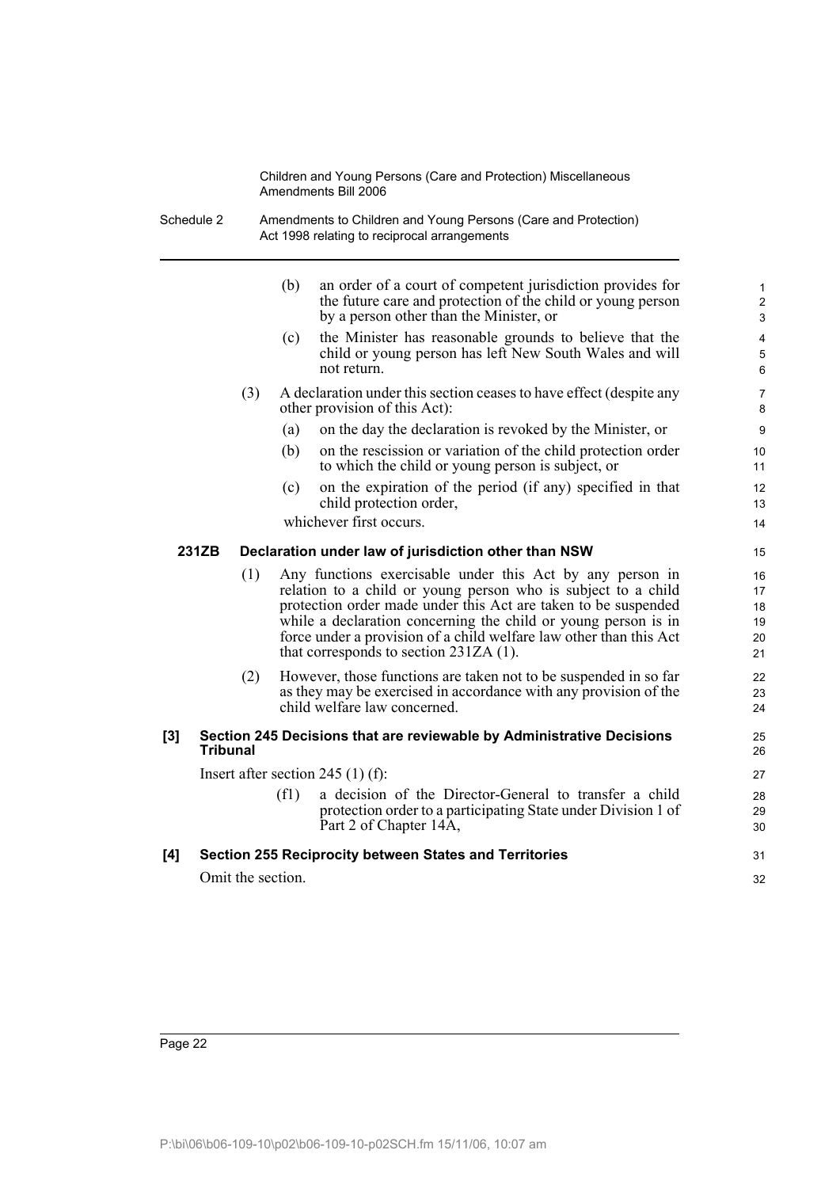(b) an order of a court of competent jurisdiction provides for the future care and protection of the child or young person by a person other than the Minister, or

(c) the Minister has reasonable grounds to believe that the child or young person has left New South Wales and will not return.

(3) A declaration under this section ceases to have effect (despite any other provision of this Act):

(a) on the day the declaration is revoked by the Minister, or

(b) on the rescission or variation of the child protection order to which the child or young person is subject, or

(c) on the expiration of the period (if any) specified in that child protection order,

whichever first occurs.

**231ZB Declaration under law of jurisdiction other than NSW**

(1) Any functions exercisable under this Act by any person in relation to a child or young person who is subject to a child protection order made under this Act are taken to be suspended while a declaration concerning the child or young person is in force under a provision of a child welfare law other than this Act that corresponds to section 231ZA (1).

(2) However, those functions are taken not to be suspended in so far as they may be exercised in accordance with any provision of the child welfare law concerned.

**[3] Section 245 Decisions that are reviewable by Administrative Decisions Tribunal**

Insert after section 245 (1) (f):

(f1) a decision of the Director-General to transfer a child protection order to a participating State under Division 1 of Part 2 of Chapter 14A,

**[4] Section 255 Reciprocity between States and Territories**

Omit the section.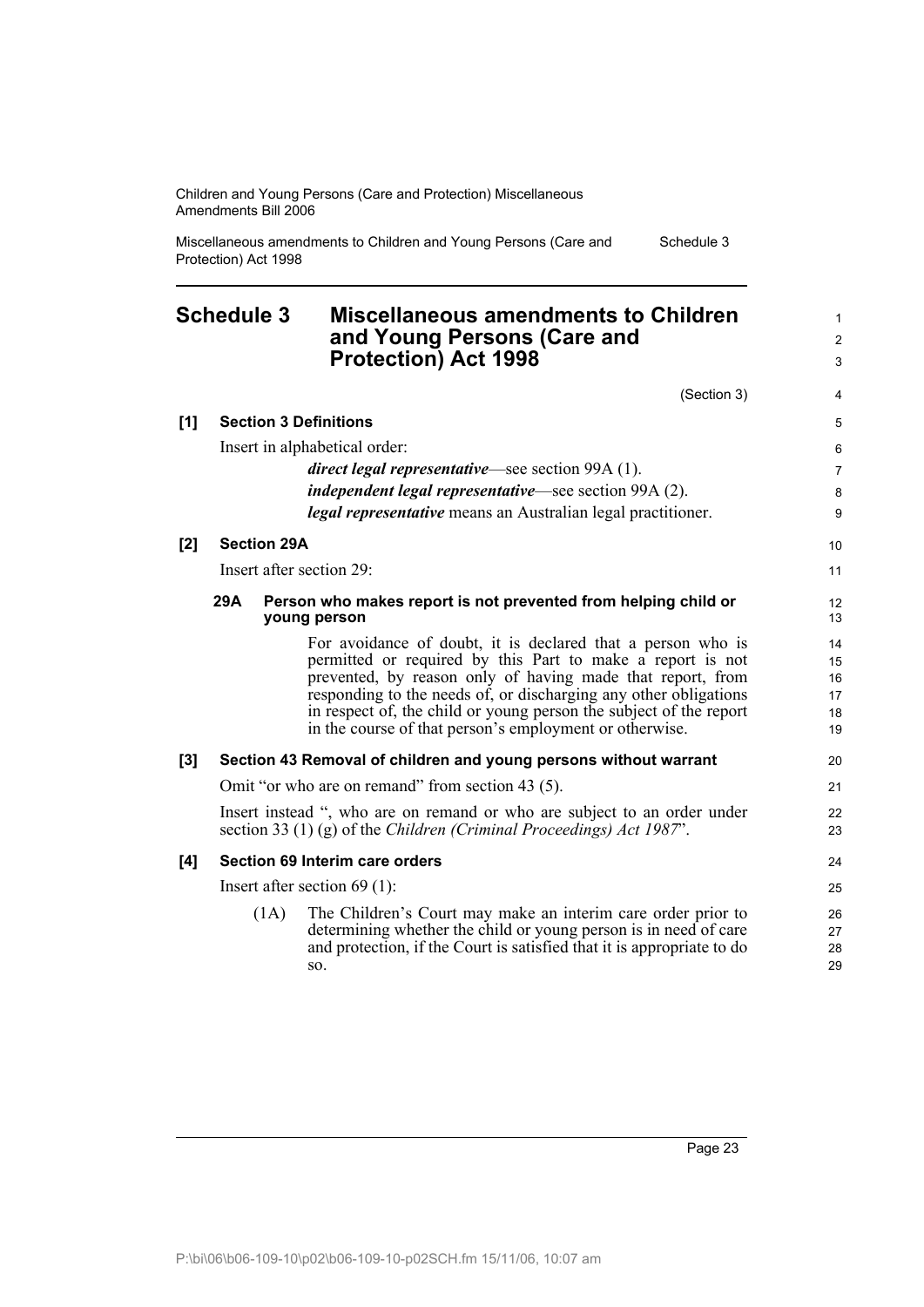## Schedule 3 Miscellaneous amendments to Children and Young Persons (Care and Protection) Act 1998

(Section 3)

**[1] Section 3 Definitions**

Insert in alphabetical order:

***direct legal representative***—see section 99A (1).

***independent legal representative***—see section 99A (2).

***legal representative*** means an Australian legal practitioner.

**[2] Section 29A**

Insert after section 29:

**29A Person who makes report is not prevented from helping child or young person**

For avoidance of doubt, it is declared that a person who is permitted or required by this Part to make a report is not prevented, by reason only of having made that report, from responding to the needs of, or discharging any other obligations in respect of, the child or young person the subject of the report in the course of that person's employment or otherwise.

**[3] Section 43 Removal of children and young persons without warrant**

Omit "or who are on remand" from section 43 (5).

Insert instead ", who are on remand or who are subject to an order under section 33 (1) (g) of the *Children (Criminal Proceedings) Act 1987*".

**[4] Section 69 Interim care orders**

Insert after section 69 (1):

(1A) The Children's Court may make an interim care order prior to determining whether the child or young person is in need of care and protection, if the Court is satisfied that it is appropriate to do so.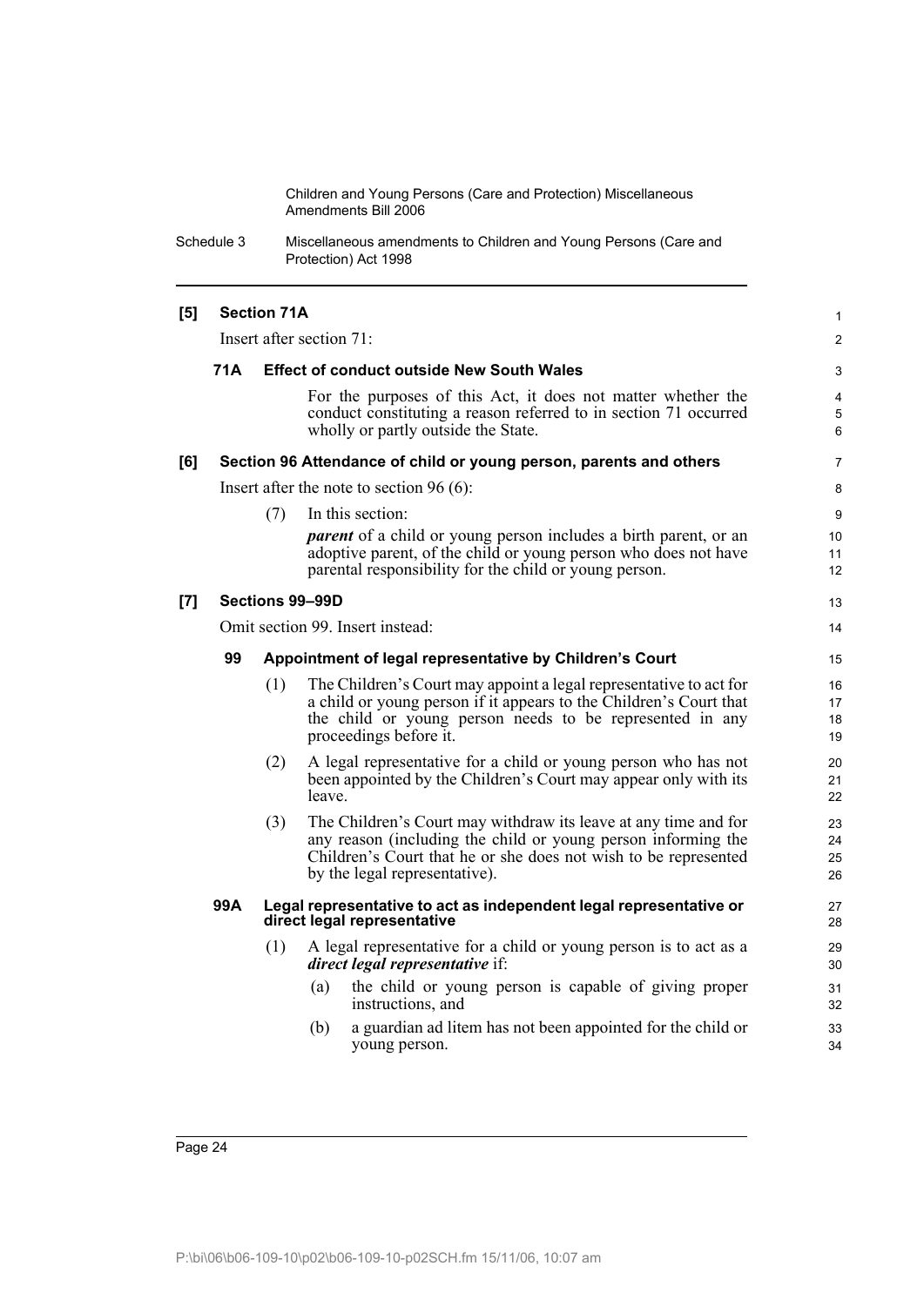**[5] Section 71A**

Insert after section 71:

**71A Effect of conduct outside New South Wales**

For the purposes of this Act, it does not matter whether the conduct constituting a reason referred to in section 71 occurred wholly or partly outside the State.

**[6] Section 96 Attendance of child or young person, parents and others**

Insert after the note to section 96 (6):

(7) In this section:

***parent*** of a child or young person includes a birth parent, or an adoptive parent, of the child or young person who does not have parental responsibility for the child or young person.

**[7] Sections 99–99D**

Omit section 99. Insert instead:

**99 Appointment of legal representative by Children's Court**

(1) The Children's Court may appoint a legal representative to act for a child or young person if it appears to the Children's Court that the child or young person needs to be represented in any proceedings before it.

(2) A legal representative for a child or young person who has not been appointed by the Children's Court may appear only with its leave.

(3) The Children's Court may withdraw its leave at any time and for any reason (including the child or young person informing the Children's Court that he or she does not wish to be represented by the legal representative).

**99A Legal representative to act as independent legal representative or direct legal representative**

(1) A legal representative for a child or young person is to act as a ***direct legal representative*** if:

(a) the child or young person is capable of giving proper instructions, and

(b) a guardian ad litem has not been appointed for the child or young person.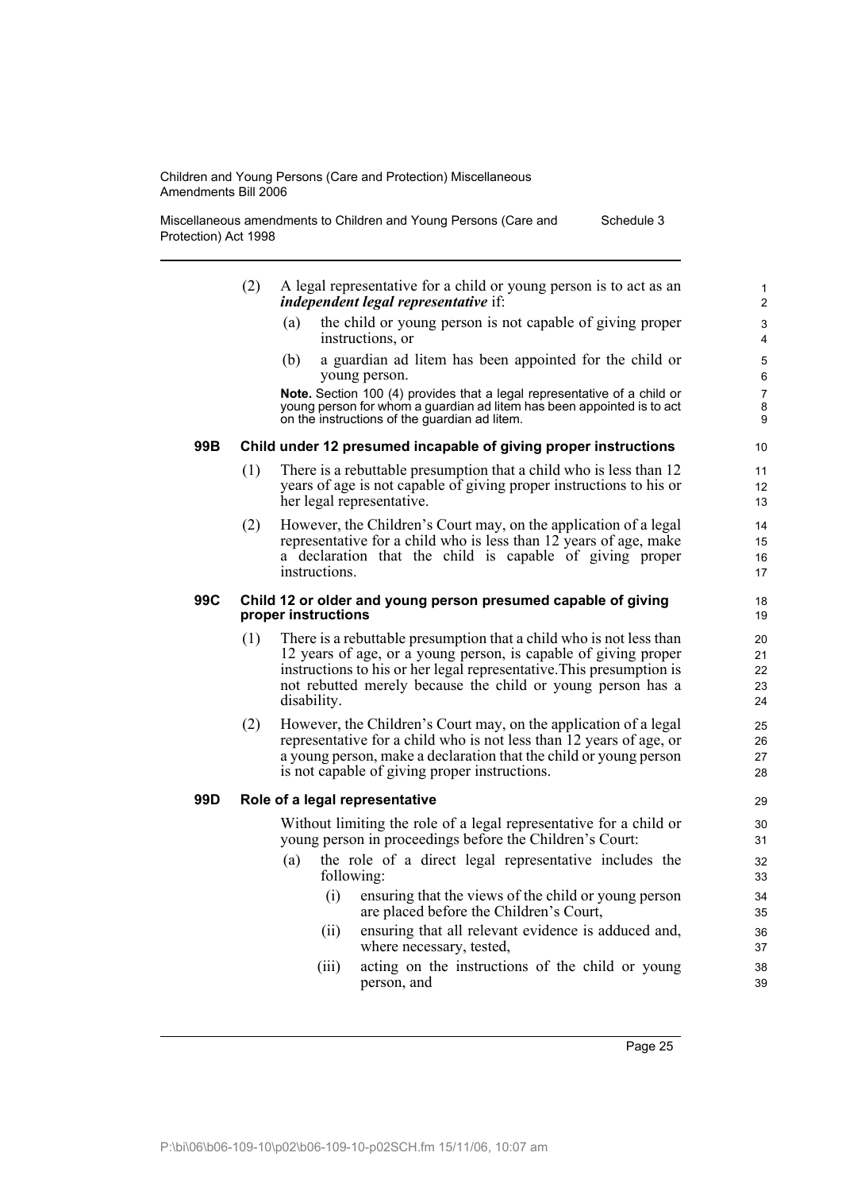(2) A legal representative for a child or young person is to act as an ***independent legal representative*** if:

(a) the child or young person is not capable of giving proper instructions, or

(b) a guardian ad litem has been appointed for the child or young person.

**Note.** Section 100 (4) provides that a legal representative of a child or young person for whom a guardian ad litem has been appointed is to act on the instructions of the guardian ad litem.

### 99B Child under 12 presumed incapable of giving proper instructions

(1) There is a rebuttable presumption that a child who is less than 12 years of age is not capable of giving proper instructions to his or her legal representative.

(2) However, the Children's Court may, on the application of a legal representative for a child who is less than 12 years of age, make a declaration that the child is capable of giving proper instructions.

### 99C Child 12 or older and young person presumed capable of giving proper instructions

(1) There is a rebuttable presumption that a child who is not less than 12 years of age, or a young person, is capable of giving proper instructions to his or her legal representative.This presumption is not rebutted merely because the child or young person has a disability.

(2) However, the Children's Court may, on the application of a legal representative for a child who is not less than 12 years of age, or a young person, make a declaration that the child or young person is not capable of giving proper instructions.

### 99D Role of a legal representative

Without limiting the role of a legal representative for a child or young person in proceedings before the Children's Court:

(a) the role of a direct legal representative includes the following:

(i) ensuring that the views of the child or young person are placed before the Children's Court,

(ii) ensuring that all relevant evidence is adduced and, where necessary, tested,

(iii) acting on the instructions of the child or young person, and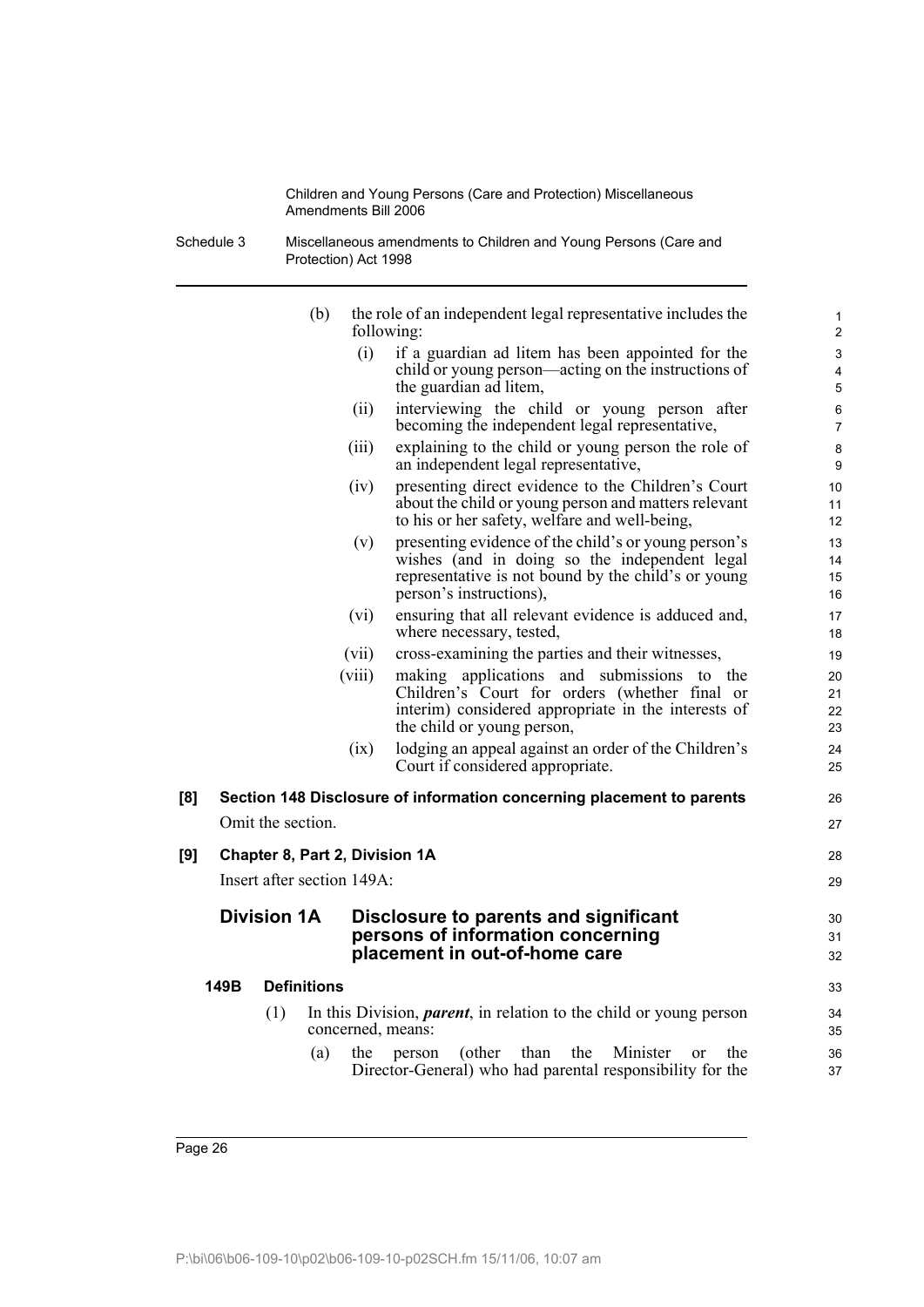(b) the role of an independent legal representative includes the following:

(i) if a guardian ad litem has been appointed for the child or young person—acting on the instructions of the guardian ad litem,

(ii) interviewing the child or young person after becoming the independent legal representative,

(iii) explaining to the child or young person the role of an independent legal representative,

(iv) presenting direct evidence to the Children's Court about the child or young person and matters relevant to his or her safety, welfare and well-being,

(v) presenting evidence of the child's or young person's wishes (and in doing so the independent legal representative is not bound by the child's or young person's instructions),

(vi) ensuring that all relevant evidence is adduced and, where necessary, tested,

(vii) cross-examining the parties and their witnesses,

(viii) making applications and submissions to the Children's Court for orders (whether final or interim) considered appropriate in the interests of the child or young person,

(ix) lodging an appeal against an order of the Children's Court if considered appropriate.

**[8] Section 148 Disclosure of information concerning placement to parents**

Omit the section.

**[9] Chapter 8, Part 2, Division 1A**

Insert after section 149A:

## Division 1A Disclosure to parents and significant persons of information concerning placement in out-of-home care

**149B Definitions**

(1) In this Division, ***parent***, in relation to the child or young person concerned, means:

(a) the person (other than the Minister or the Director-General) who had parental responsibility for the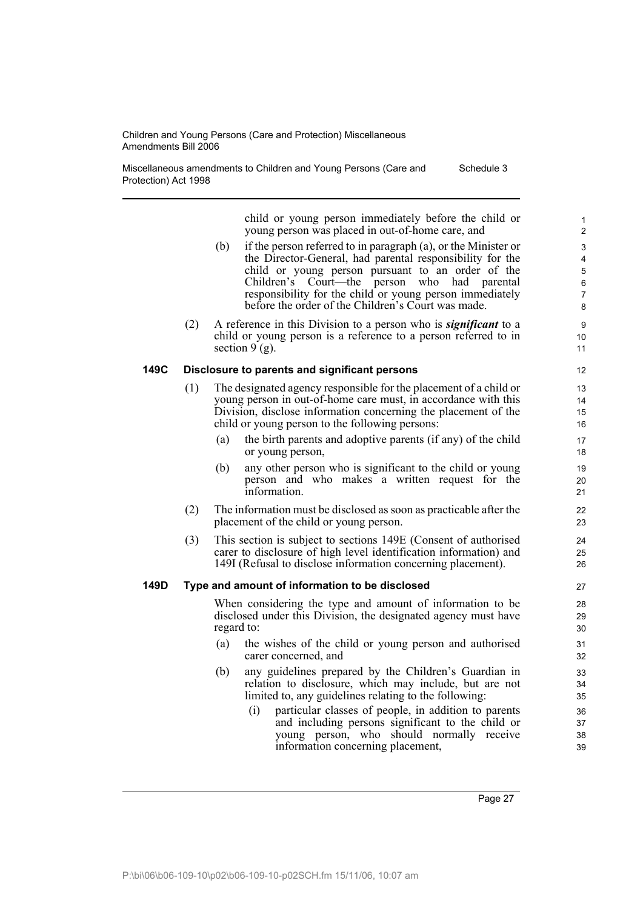child or young person immediately before the child or young person was placed in out-of-home care, and

(b) if the person referred to in paragraph (a), or the Minister or the Director-General, had parental responsibility for the child or young person pursuant to an order of the Children's Court—the person who had parental responsibility for the child or young person immediately before the order of the Children's Court was made.

(2) A reference in this Division to a person who is ***significant*** to a child or young person is a reference to a person referred to in section 9 (g).

### 149C Disclosure to parents and significant persons

(1) The designated agency responsible for the placement of a child or young person in out-of-home care must, in accordance with this Division, disclose information concerning the placement of the child or young person to the following persons:

(a) the birth parents and adoptive parents (if any) of the child or young person,

(b) any other person who is significant to the child or young person and who makes a written request for the information.

(2) The information must be disclosed as soon as practicable after the placement of the child or young person.

(3) This section is subject to sections 149E (Consent of authorised carer to disclosure of high level identification information) and 149I (Refusal to disclose information concerning placement).

### 149D Type and amount of information to be disclosed

When considering the type and amount of information to be disclosed under this Division, the designated agency must have regard to:

(a) the wishes of the child or young person and authorised carer concerned, and

(b) any guidelines prepared by the Children's Guardian in relation to disclosure, which may include, but are not limited to, any guidelines relating to the following:

(i) particular classes of people, in addition to parents and including persons significant to the child or young person, who should normally receive information concerning placement,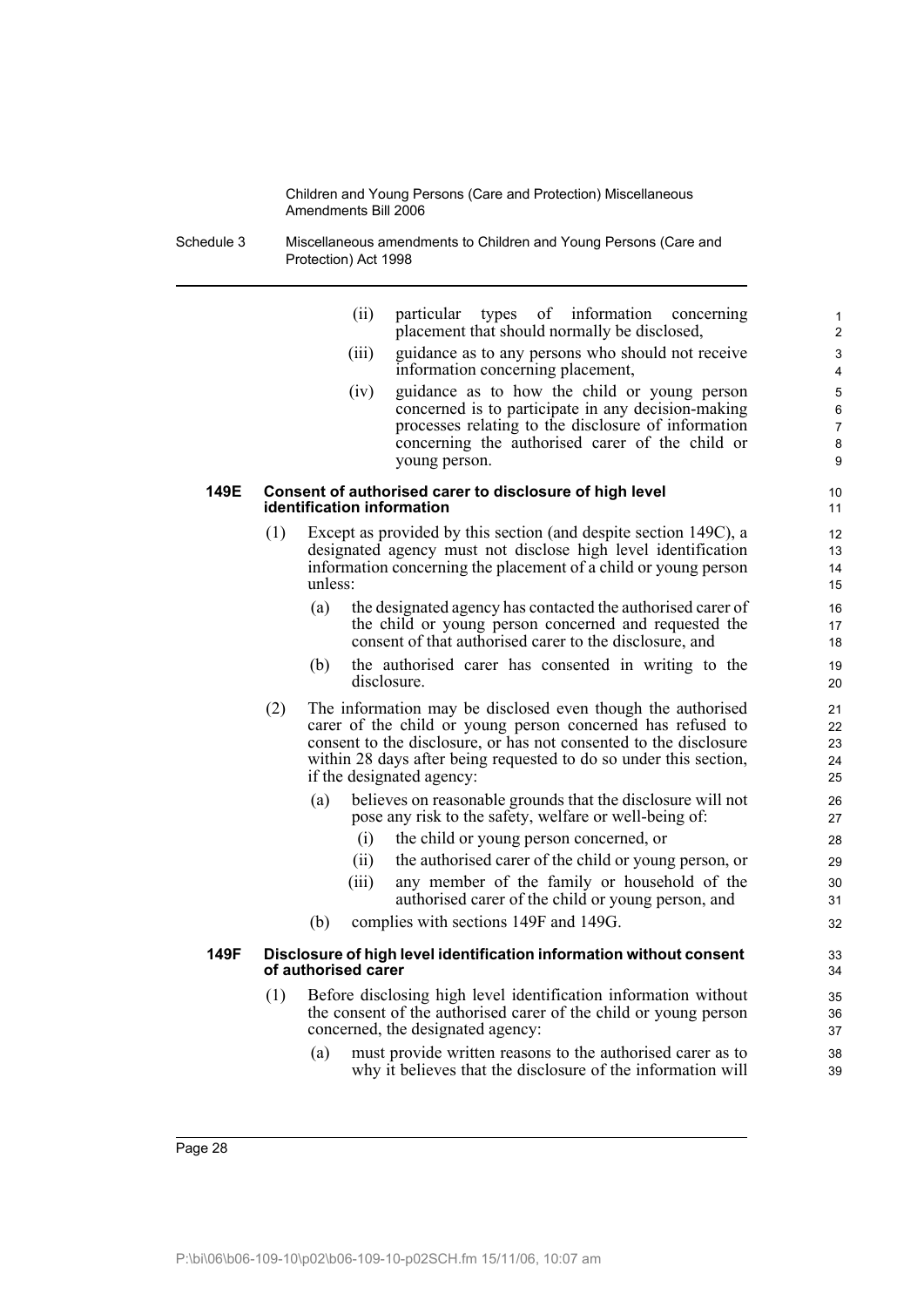(ii) particular types of information concerning placement that should normally be disclosed,

(iii) guidance as to any persons who should not receive information concerning placement,

(iv) guidance as to how the child or young person concerned is to participate in any decision-making processes relating to the disclosure of information concerning the authorised carer of the child or young person.

#### 149E Consent of authorised carer to disclosure of high level identification information

(1) Except as provided by this section (and despite section 149C), a designated agency must not disclose high level identification information concerning the placement of a child or young person unless:

(a) the designated agency has contacted the authorised carer of the child or young person concerned and requested the consent of that authorised carer to the disclosure, and

(b) the authorised carer has consented in writing to the disclosure.

(2) The information may be disclosed even though the authorised carer of the child or young person concerned has refused to consent to the disclosure, or has not consented to the disclosure within 28 days after being requested to do so under this section, if the designated agency:

(a) believes on reasonable grounds that the disclosure will not pose any risk to the safety, welfare or well-being of:

(i) the child or young person concerned, or

(ii) the authorised carer of the child or young person, or

(iii) any member of the family or household of the authorised carer of the child or young person, and

(b) complies with sections 149F and 149G.

#### 149F Disclosure of high level identification information without consent of authorised carer

(1) Before disclosing high level identification information without the consent of the authorised carer of the child or young person concerned, the designated agency:

(a) must provide written reasons to the authorised carer as to why it believes that the disclosure of the information will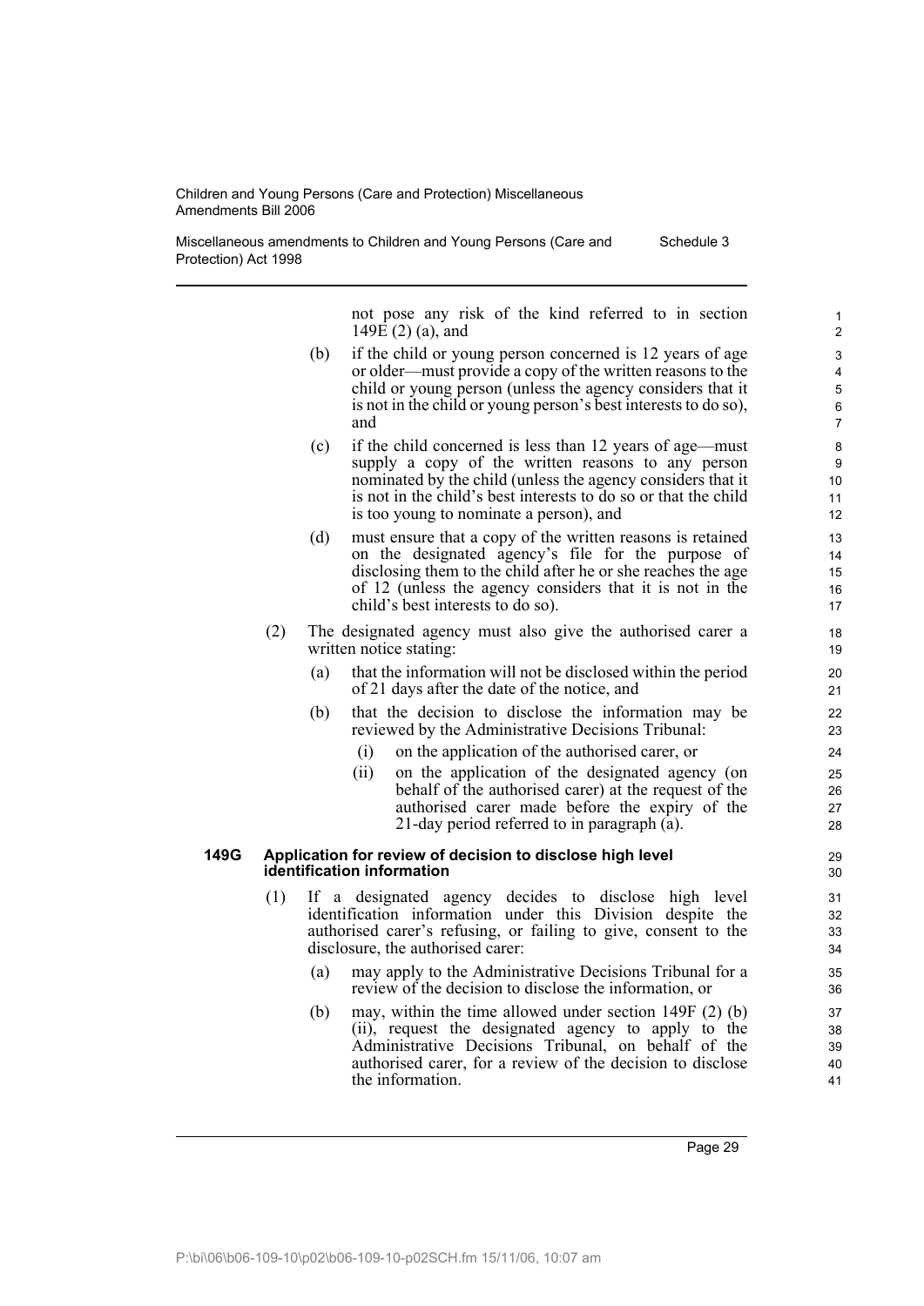not pose any risk of the kind referred to in section 149E (2) (a), and

(b) if the child or young person concerned is 12 years of age or older—must provide a copy of the written reasons to the child or young person (unless the agency considers that it is not in the child or young person's best interests to do so), and

(c) if the child concerned is less than 12 years of age—must supply a copy of the written reasons to any person nominated by the child (unless the agency considers that it is not in the child's best interests to do so or that the child is too young to nominate a person), and

(d) must ensure that a copy of the written reasons is retained on the designated agency's file for the purpose of disclosing them to the child after he or she reaches the age of 12 (unless the agency considers that it is not in the child's best interests to do so).

(2) The designated agency must also give the authorised carer a written notice stating:

(a) that the information will not be disclosed within the period of 21 days after the date of the notice, and

(b) that the decision to disclose the information may be reviewed by the Administrative Decisions Tribunal:

(i) on the application of the authorised carer, or

(ii) on the application of the designated agency (on behalf of the authorised carer) at the request of the authorised carer made before the expiry of the 21-day period referred to in paragraph (a).

**149G Application for review of decision to disclose high level identification information**

(1) If a designated agency decides to disclose high level identification information under this Division despite the authorised carer's refusing, or failing to give, consent to the disclosure, the authorised carer:

(a) may apply to the Administrative Decisions Tribunal for a review of the decision to disclose the information, or

(b) may, within the time allowed under section 149F (2) (b) (ii), request the designated agency to apply to the Administrative Decisions Tribunal, on behalf of the authorised carer, for a review of the decision to disclose the information.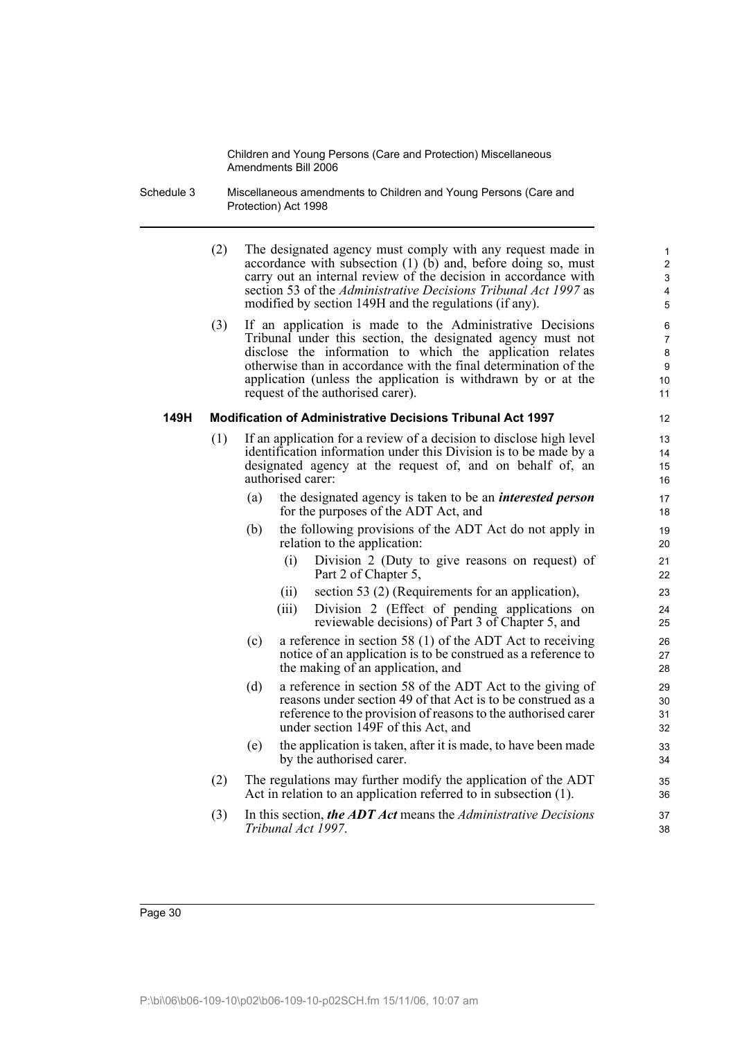(2) The designated agency must comply with any request made in accordance with subsection (1) (b) and, before doing so, must carry out an internal review of the decision in accordance with section 53 of the *Administrative Decisions Tribunal Act 1997* as modified by section 149H and the regulations (if any).

(3) If an application is made to the Administrative Decisions Tribunal under this section, the designated agency must not disclose the information to which the application relates otherwise than in accordance with the final determination of the application (unless the application is withdrawn by or at the request of the authorised carer).

**149H Modification of Administrative Decisions Tribunal Act 1997**

(1) If an application for a review of a decision to disclose high level identification information under this Division is to be made by a designated agency at the request of, and on behalf of, an authorised carer:

(a) the designated agency is taken to be an ***interested person*** for the purposes of the ADT Act, and

(b) the following provisions of the ADT Act do not apply in relation to the application:

(i) Division 2 (Duty to give reasons on request) of Part 2 of Chapter 5,

(ii) section 53 (2) (Requirements for an application),

(iii) Division 2 (Effect of pending applications on reviewable decisions) of Part 3 of Chapter 5, and

(c) a reference in section 58 (1) of the ADT Act to receiving notice of an application is to be construed as a reference to the making of an application, and

(d) a reference in section 58 of the ADT Act to the giving of reasons under section 49 of that Act is to be construed as a reference to the provision of reasons to the authorised carer under section 149F of this Act, and

(e) the application is taken, after it is made, to have been made by the authorised carer.

(2) The regulations may further modify the application of the ADT Act in relation to an application referred to in subsection (1).

(3) In this section, ***the ADT Act*** means the *Administrative Decisions Tribunal Act 1997*.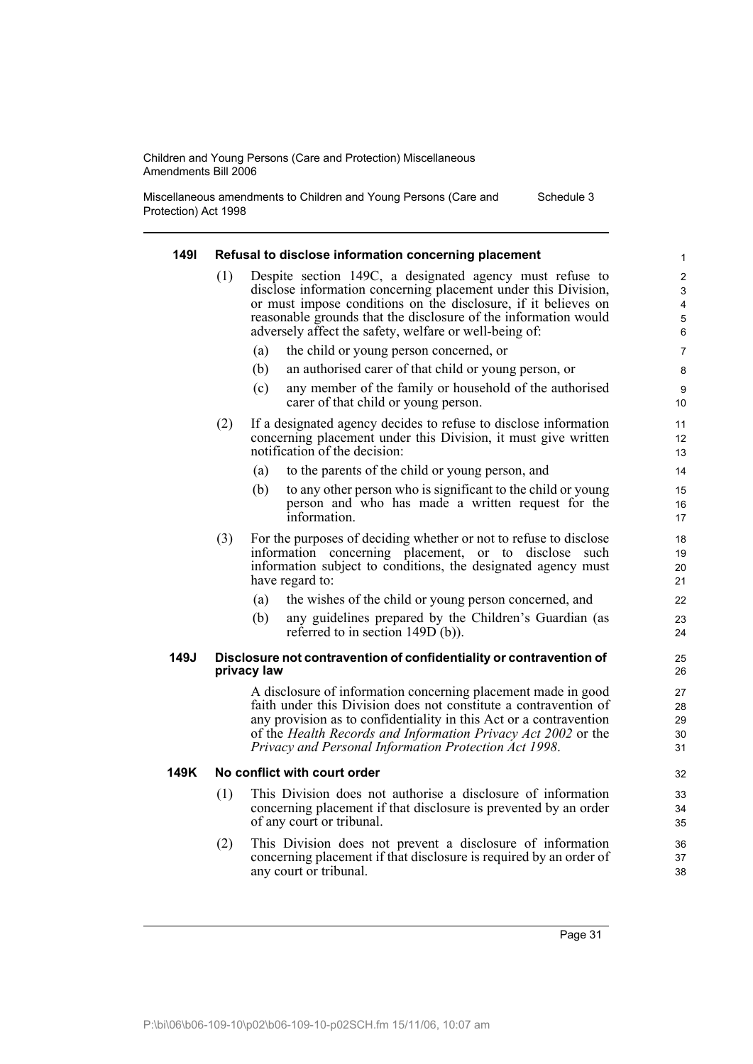#### 149I Refusal to disclose information concerning placement

(1) Despite section 149C, a designated agency must refuse to disclose information concerning placement under this Division, or must impose conditions on the disclosure, if it believes on reasonable grounds that the disclosure of the information would adversely affect the safety, welfare or well-being of:

(a) the child or young person concerned, or

(b) an authorised carer of that child or young person, or

(c) any member of the family or household of the authorised carer of that child or young person.

(2) If a designated agency decides to refuse to disclose information concerning placement under this Division, it must give written notification of the decision:

(a) to the parents of the child or young person, and

(b) to any other person who is significant to the child or young person and who has made a written request for the information.

(3) For the purposes of deciding whether or not to refuse to disclose information concerning placement, or to disclose such information subject to conditions, the designated agency must have regard to:

(a) the wishes of the child or young person concerned, and

(b) any guidelines prepared by the Children's Guardian (as referred to in section 149D (b)).

#### 149J Disclosure not contravention of confidentiality or contravention of privacy law

A disclosure of information concerning placement made in good faith under this Division does not constitute a contravention of any provision as to confidentiality in this Act or a contravention of the *Health Records and Information Privacy Act 2002* or the *Privacy and Personal Information Protection Act 1998*.

#### 149K No conflict with court order

(1) This Division does not authorise a disclosure of information concerning placement if that disclosure is prevented by an order of any court or tribunal.

(2) This Division does not prevent a disclosure of information concerning placement if that disclosure is required by an order of any court or tribunal.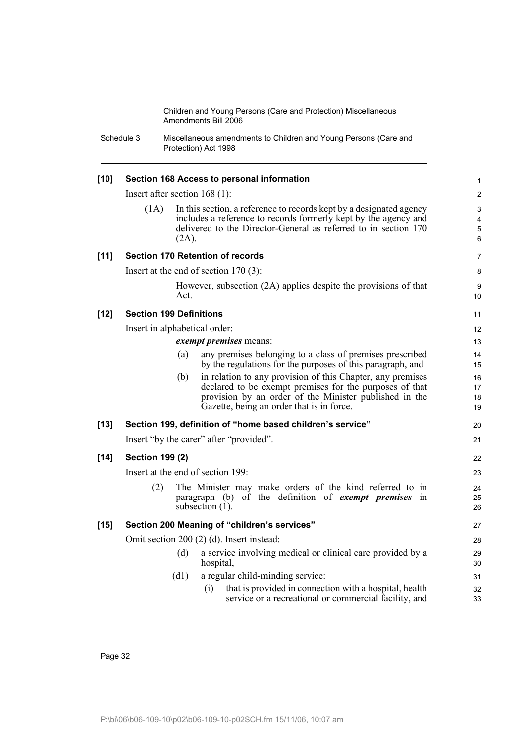**[10] Section 168 Access to personal information**

Insert after section 168 (1):

(1A) In this section, a reference to records kept by a designated agency includes a reference to records formerly kept by the agency and delivered to the Director-General as referred to in section 170 (2A).

**[11] Section 170 Retention of records**

Insert at the end of section 170 (3):

However, subsection (2A) applies despite the provisions of that Act.

**[12] Section 199 Definitions**

Insert in alphabetical order:

***exempt premises*** means:

(a) any premises belonging to a class of premises prescribed by the regulations for the purposes of this paragraph, and

(b) in relation to any provision of this Chapter, any premises declared to be exempt premises for the purposes of that provision by an order of the Minister published in the Gazette, being an order that is in force.

**[13] Section 199, definition of "home based children's service"**

Insert "by the carer" after "provided".

**[14] Section 199 (2)**

Insert at the end of section 199:

(2) The Minister may make orders of the kind referred to in paragraph (b) of the definition of ***exempt premises*** in subsection (1).

**[15] Section 200 Meaning of "children's services"**

Omit section 200 (2) (d). Insert instead:

(d) a service involving medical or clinical care provided by a hospital,

(d1) a regular child-minding service:

(i) that is provided in connection with a hospital, health service or a recreational or commercial facility, and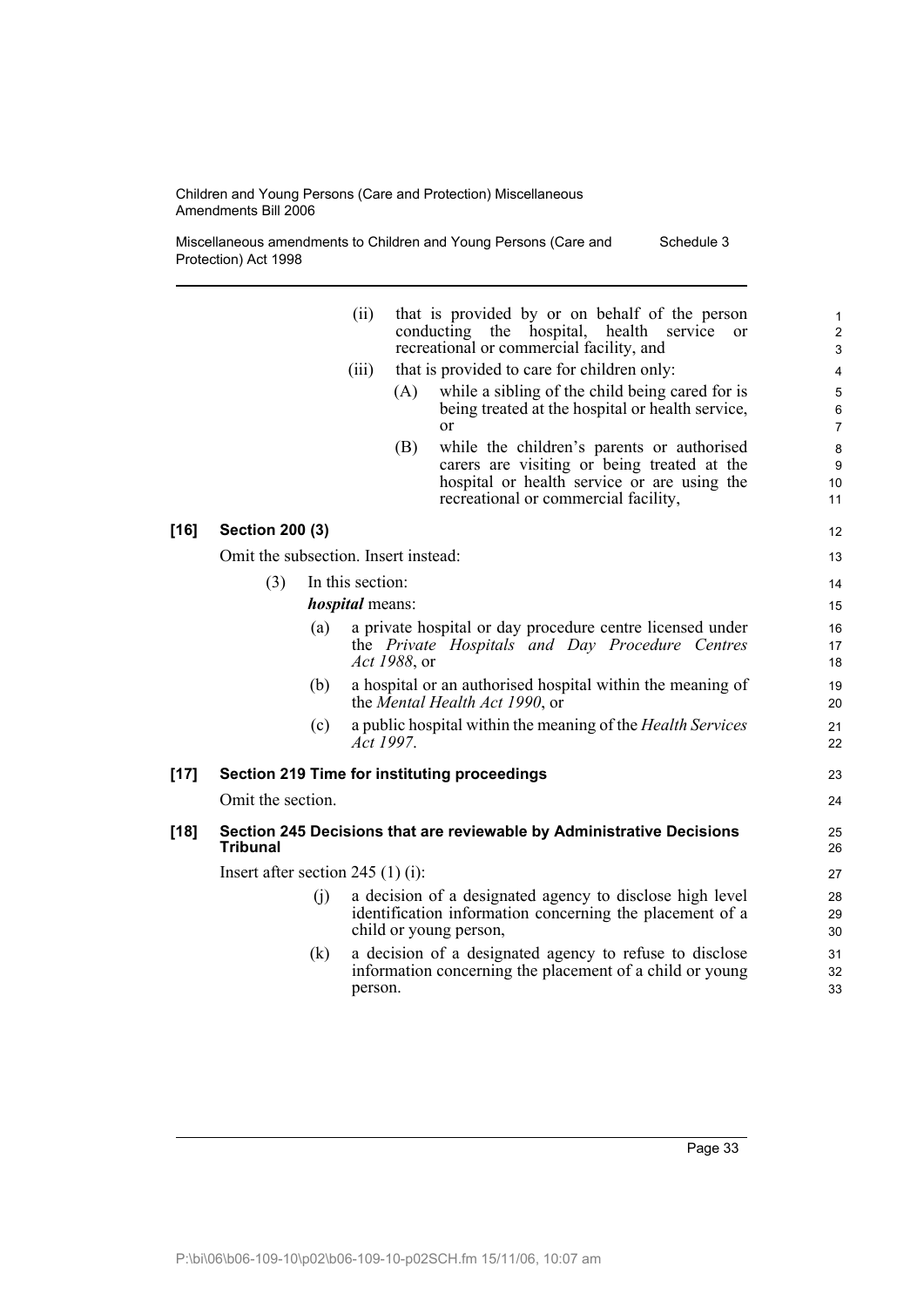(ii) that is provided by or on behalf of the person conducting the hospital, health service or recreational or commercial facility, and

(iii) that is provided to care for children only:

(A) while a sibling of the child being cared for is being treated at the hospital or health service, or

(B) while the children's parents or authorised carers are visiting or being treated at the hospital or health service or are using the recreational or commercial facility,

**[16] Section 200 (3)**

Omit the subsection. Insert instead:

(3) In this section:

***hospital*** means:

(a) a private hospital or day procedure centre licensed under the *Private Hospitals and Day Procedure Centres Act 1988*, or

(b) a hospital or an authorised hospital within the meaning of the *Mental Health Act 1990*, or

(c) a public hospital within the meaning of the *Health Services Act 1997*.

**[17] Section 219 Time for instituting proceedings**

Omit the section.

**[18] Section 245 Decisions that are reviewable by Administrative Decisions Tribunal**

Insert after section 245 (1) (i):

(j) a decision of a designated agency to disclose high level identification information concerning the placement of a child or young person,

(k) a decision of a designated agency to refuse to disclose information concerning the placement of a child or young person.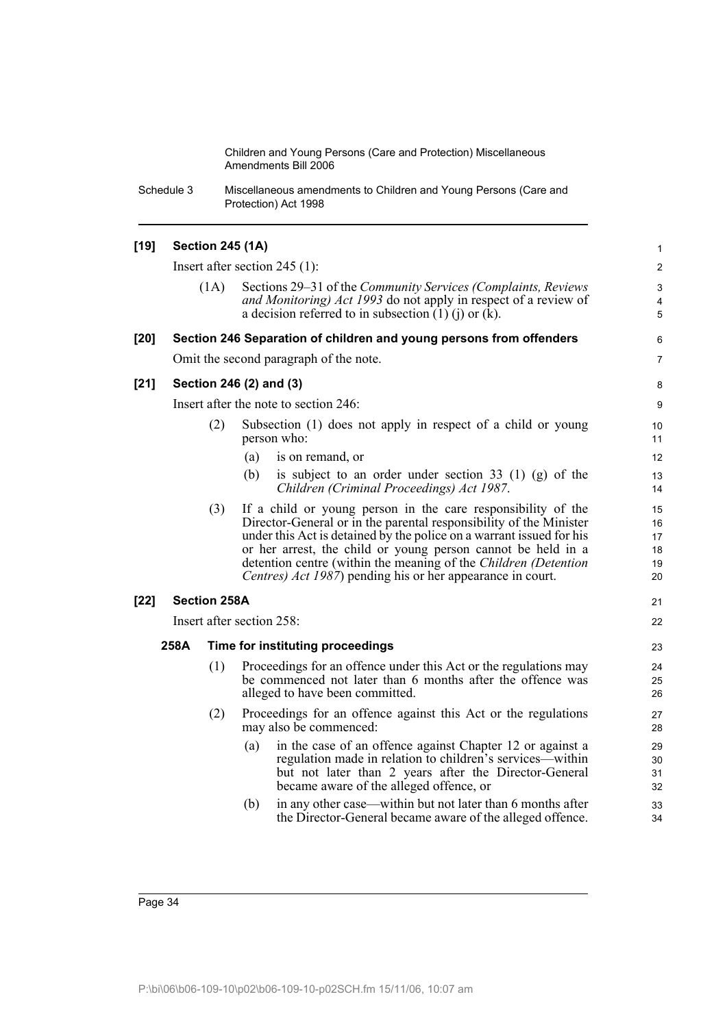**[19] Section 245 (1A)**

Insert after section 245 (1):

(1A) Sections 29–31 of the *Community Services (Complaints, Reviews and Monitoring) Act 1993* do not apply in respect of a review of a decision referred to in subsection (1) (j) or (k).

**[20] Section 246 Separation of children and young persons from offenders**

Omit the second paragraph of the note.

**[21] Section 246 (2) and (3)**

Insert after the note to section 246:

(2) Subsection (1) does not apply in respect of a child or young person who:

(a) is on remand, or

(b) is subject to an order under section 33 (1) (g) of the *Children (Criminal Proceedings) Act 1987*.

(3) If a child or young person in the care responsibility of the Director-General or in the parental responsibility of the Minister under this Act is detained by the police on a warrant issued for his or her arrest, the child or young person cannot be held in a detention centre (within the meaning of the *Children (Detention Centres) Act 1987*) pending his or her appearance in court.

**[22] Section 258A**

Insert after section 258:

**258A Time for instituting proceedings**

(1) Proceedings for an offence under this Act or the regulations may be commenced not later than 6 months after the offence was alleged to have been committed.

(2) Proceedings for an offence against this Act or the regulations may also be commenced:

(a) in the case of an offence against Chapter 12 or against a regulation made in relation to children's services—within but not later than 2 years after the Director-General became aware of the alleged offence, or

(b) in any other case—within but not later than 6 months after the Director-General became aware of the alleged offence.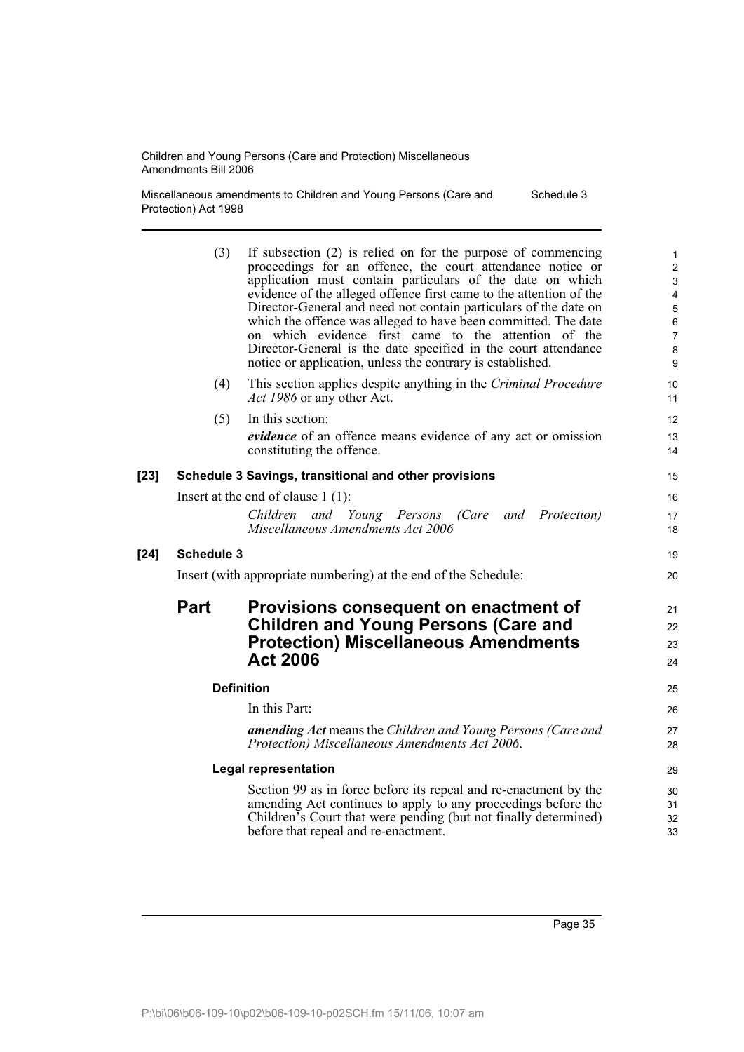(3) If subsection (2) is relied on for the purpose of commencing proceedings for an offence, the court attendance notice or application must contain particulars of the date on which evidence of the alleged offence first came to the attention of the Director-General and need not contain particulars of the date on which the offence was alleged to have been committed. The date on which evidence first came to the attention of the Director-General is the date specified in the court attendance notice or application, unless the contrary is established.

(4) This section applies despite anything in the *Criminal Procedure Act 1986* or any other Act.

(5) In this section:

***evidence*** of an offence means evidence of any act or omission constituting the offence.

**[23] Schedule 3 Savings, transitional and other provisions**

Insert at the end of clause 1 (1):

*Children and Young Persons (Care and Protection) Miscellaneous Amendments Act 2006*

**[24] Schedule 3**

Insert (with appropriate numbering) at the end of the Schedule:

## Part Provisions consequent on enactment of Children and Young Persons (Care and Protection) Miscellaneous Amendments Act 2006

#### Definition

In this Part:

***amending Act*** means the *Children and Young Persons (Care and Protection) Miscellaneous Amendments Act 2006*.

#### Legal representation

Section 99 as in force before its repeal and re-enactment by the amending Act continues to apply to any proceedings before the Children's Court that were pending (but not finally determined) before that repeal and re-enactment.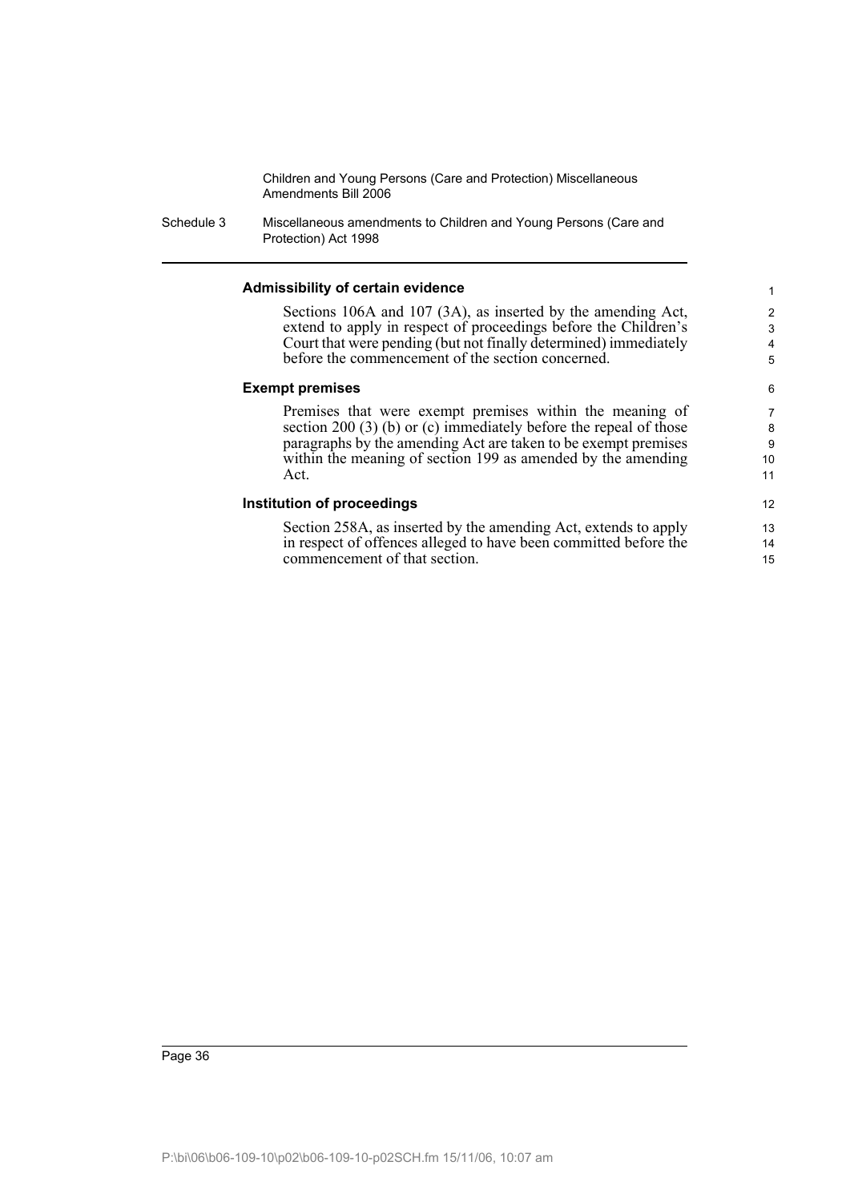### Admissibility of certain evidence

Sections 106A and 107 (3A), as inserted by the amending Act, extend to apply in respect of proceedings before the Children's Court that were pending (but not finally determined) immediately before the commencement of the section concerned.

### Exempt premises

Premises that were exempt premises within the meaning of section 200 (3) (b) or (c) immediately before the repeal of those paragraphs by the amending Act are taken to be exempt premises within the meaning of section 199 as amended by the amending Act.

### Institution of proceedings

Section 258A, as inserted by the amending Act, extends to apply in respect of offences alleged to have been committed before the commencement of that section.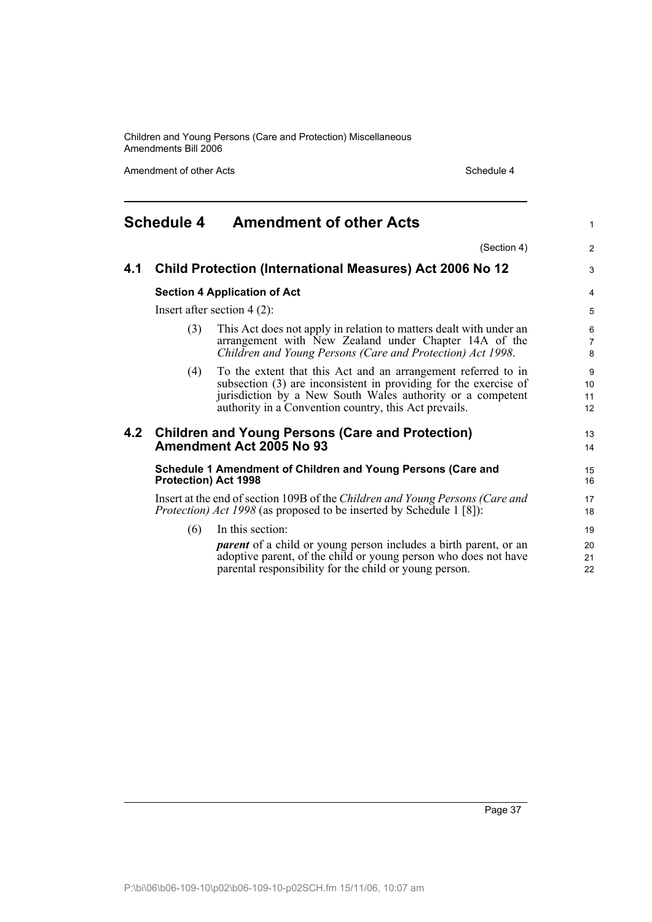# Schedule 4 Amendment of other Acts

(Section 4)

## 4.1 Child Protection (International Measures) Act 2006 No 12

### Section 4 Application of Act

Insert after section 4 (2):

(3) This Act does not apply in relation to matters dealt with under an arrangement with New Zealand under Chapter 14A of the *Children and Young Persons (Care and Protection) Act 1998*.

(4) To the extent that this Act and an arrangement referred to in subsection (3) are inconsistent in providing for the exercise of jurisdiction by a New South Wales authority or a competent authority in a Convention country, this Act prevails.

## 4.2 Children and Young Persons (Care and Protection) Amendment Act 2005 No 93

### Schedule 1 Amendment of Children and Young Persons (Care and Protection) Act 1998

Insert at the end of section 109B of the *Children and Young Persons (Care and Protection) Act 1998* (as proposed to be inserted by Schedule 1 [8]):

(6) In this section:

***parent*** of a child or young person includes a birth parent, or an adoptive parent, of the child or young person who does not have parental responsibility for the child or young person.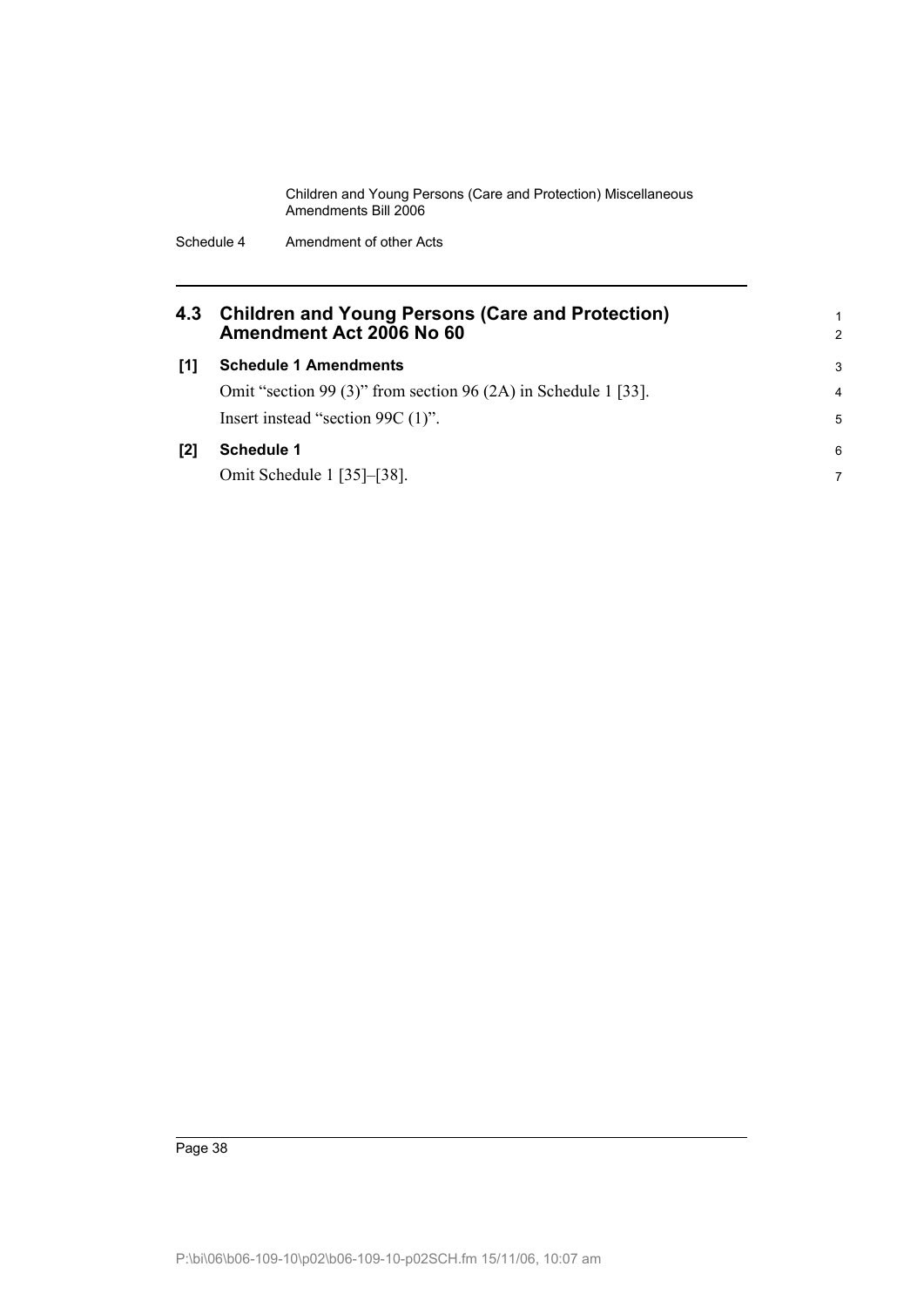## 4.3 Children and Young Persons (Care and Protection) Amendment Act 2006 No 60

**[1] Schedule 1 Amendments**

Omit "section 99 (3)" from section 96 (2A) in Schedule 1 [33].

Insert instead "section 99C (1)".

**[2] Schedule 1**

Omit Schedule 1 [35]–[38].